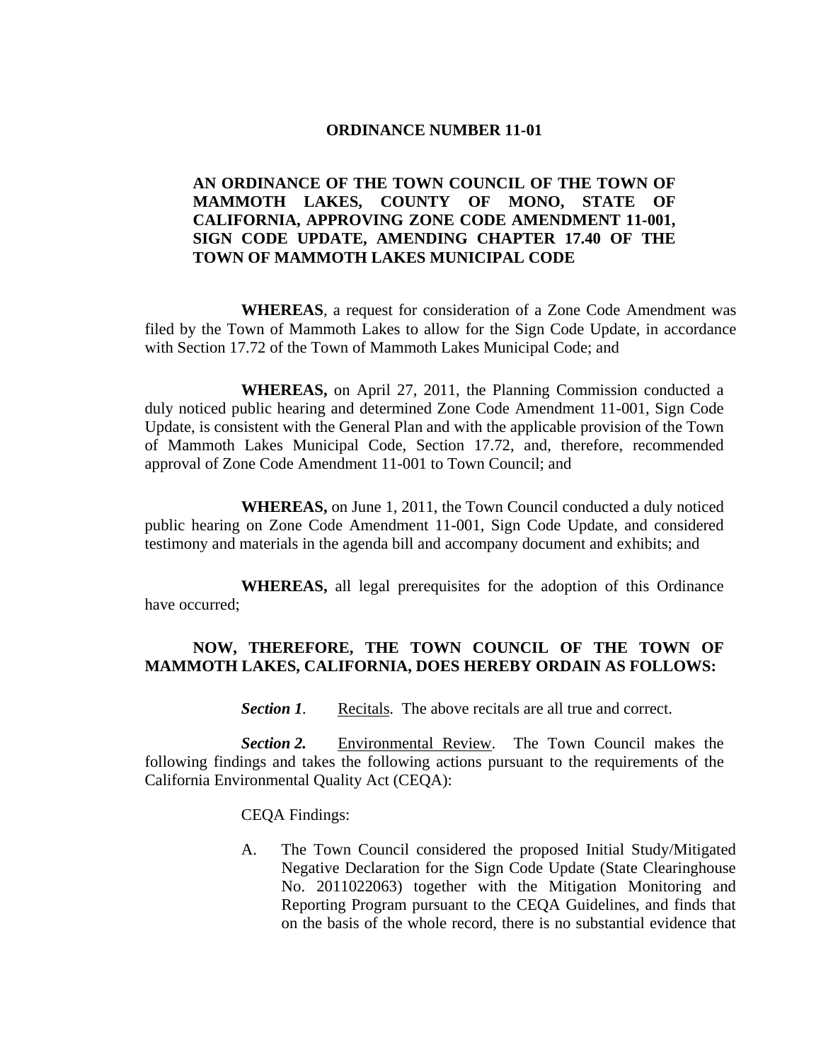**ORDINANCE NUMBER 11-01**

**AN ORDINANCE OF THE TOWN COUNCIL OF THE TOWN OF MAMMOTH LAKES, COUNTY OF MONO, STATE OF CALIFORNIA, APPROVING ZONE CODE AMENDMENT 11-001, SIGN CODE UPDATE, AMENDING CHAPTER 17.40 OF THE TOWN OF MAMMOTH LAKES MUNICIPAL CODE**

**WHEREAS**, a request for consideration of a Zone Code Amendment was filed by the Town of Mammoth Lakes to allow for the Sign Code Update, in accordance with Section 17.72 of the Town of Mammoth Lakes Municipal Code; and

**WHEREAS,** on April 27, 2011, the Planning Commission conducted a duly noticed public hearing and determined Zone Code Amendment 11-001, Sign Code Update, is consistent with the General Plan and with the applicable provision of the Town of Mammoth Lakes Municipal Code, Section 17.72, and, therefore, recommended approval of Zone Code Amendment 11-001 to Town Council; and

**WHEREAS,** on June 1, 2011, the Town Council conducted a duly noticed public hearing on Zone Code Amendment 11-001, Sign Code Update, and considered testimony and materials in the agenda bill and accompany document and exhibits; and

**WHEREAS,** all legal prerequisites for the adoption of this Ordinance have occurred;

**NOW, THEREFORE, THE TOWN COUNCIL OF THE TOWN OF MAMMOTH LAKES, CALIFORNIA, DOES HEREBY ORDAIN AS FOLLOWS:**

***Section 1***. Recitals. The above recitals are all true and correct.

***Section 2.*** Environmental Review. The Town Council makes the following findings and takes the following actions pursuant to the requirements of the California Environmental Quality Act (CEQA):

CEQA Findings:

A. The Town Council considered the proposed Initial Study/Mitigated Negative Declaration for the Sign Code Update (State Clearinghouse No. 2011022063) together with the Mitigation Monitoring and Reporting Program pursuant to the CEQA Guidelines, and finds that on the basis of the whole record, there is no substantial evidence that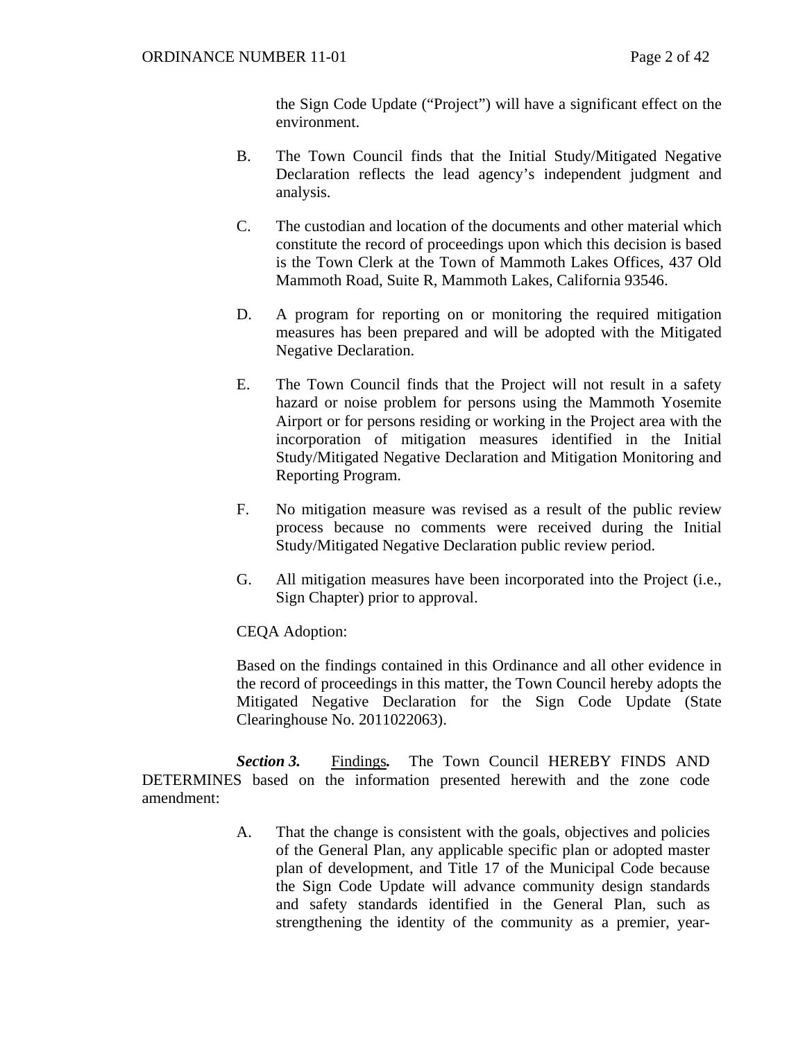the Sign Code Update ("Project") will have a significant effect on the environment.

B. The Town Council finds that the Initial Study/Mitigated Negative Declaration reflects the lead agency's independent judgment and analysis.

C. The custodian and location of the documents and other material which constitute the record of proceedings upon which this decision is based is the Town Clerk at the Town of Mammoth Lakes Offices, 437 Old Mammoth Road, Suite R, Mammoth Lakes, California 93546.

D. A program for reporting on or monitoring the required mitigation measures has been prepared and will be adopted with the Mitigated Negative Declaration.

E. The Town Council finds that the Project will not result in a safety hazard or noise problem for persons using the Mammoth Yosemite Airport or for persons residing or working in the Project area with the incorporation of mitigation measures identified in the Initial Study/Mitigated Negative Declaration and Mitigation Monitoring and Reporting Program.

F. No mitigation measure was revised as a result of the public review process because no comments were received during the Initial Study/Mitigated Negative Declaration public review period.

G. All mitigation measures have been incorporated into the Project (i.e., Sign Chapter) prior to approval.

CEQA Adoption:

Based on the findings contained in this Ordinance and all other evidence in the record of proceedings in this matter, the Town Council hereby adopts the Mitigated Negative Declaration for the Sign Code Update (State Clearinghouse No. 2011022063).

***Section 3.*** Findings***.*** The Town Council HEREBY FINDS AND DETERMINES based on the information presented herewith and the zone code amendment:

A. That the change is consistent with the goals, objectives and policies of the General Plan, any applicable specific plan or adopted master plan of development, and Title 17 of the Municipal Code because the Sign Code Update will advance community design standards and safety standards identified in the General Plan, such as strengthening the identity of the community as a premier, year-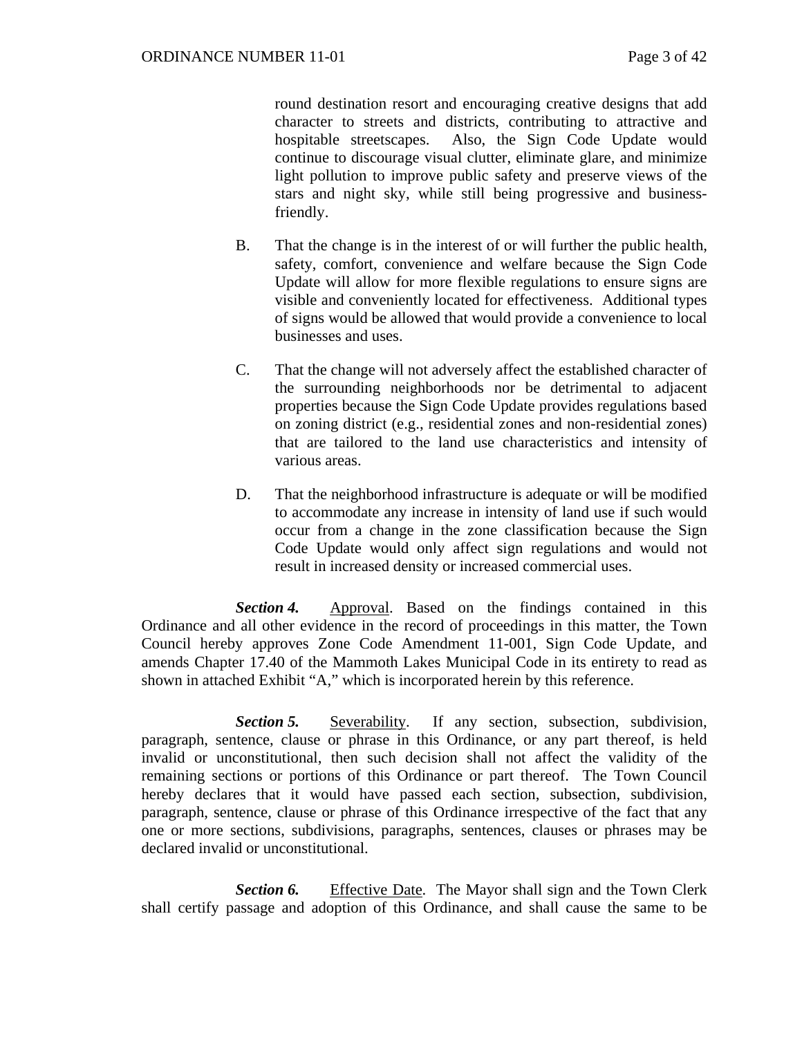round destination resort and encouraging creative designs that add character to streets and districts, contributing to attractive and hospitable streetscapes. Also, the Sign Code Update would continue to discourage visual clutter, eliminate glare, and minimize light pollution to improve public safety and preserve views of the stars and night sky, while still being progressive and business-friendly.

B. That the change is in the interest of or will further the public health, safety, comfort, convenience and welfare because the Sign Code Update will allow for more flexible regulations to ensure signs are visible and conveniently located for effectiveness. Additional types of signs would be allowed that would provide a convenience to local businesses and uses.

C. That the change will not adversely affect the established character of the surrounding neighborhoods nor be detrimental to adjacent properties because the Sign Code Update provides regulations based on zoning district (e.g., residential zones and non-residential zones) that are tailored to the land use characteristics and intensity of various areas.

D. That the neighborhood infrastructure is adequate or will be modified to accommodate any increase in intensity of land use if such would occur from a change in the zone classification because the Sign Code Update would only affect sign regulations and would not result in increased density or increased commercial uses.

***Section 4.*** Approval. Based on the findings contained in this Ordinance and all other evidence in the record of proceedings in this matter, the Town Council hereby approves Zone Code Amendment 11-001, Sign Code Update, and amends Chapter 17.40 of the Mammoth Lakes Municipal Code in its entirety to read as shown in attached Exhibit "A," which is incorporated herein by this reference.

***Section 5.*** Severability. If any section, subsection, subdivision, paragraph, sentence, clause or phrase in this Ordinance, or any part thereof, is held invalid or unconstitutional, then such decision shall not affect the validity of the remaining sections or portions of this Ordinance or part thereof. The Town Council hereby declares that it would have passed each section, subsection, subdivision, paragraph, sentence, clause or phrase of this Ordinance irrespective of the fact that any one or more sections, subdivisions, paragraphs, sentences, clauses or phrases may be declared invalid or unconstitutional.

***Section 6.*** Effective Date. The Mayor shall sign and the Town Clerk shall certify passage and adoption of this Ordinance, and shall cause the same to be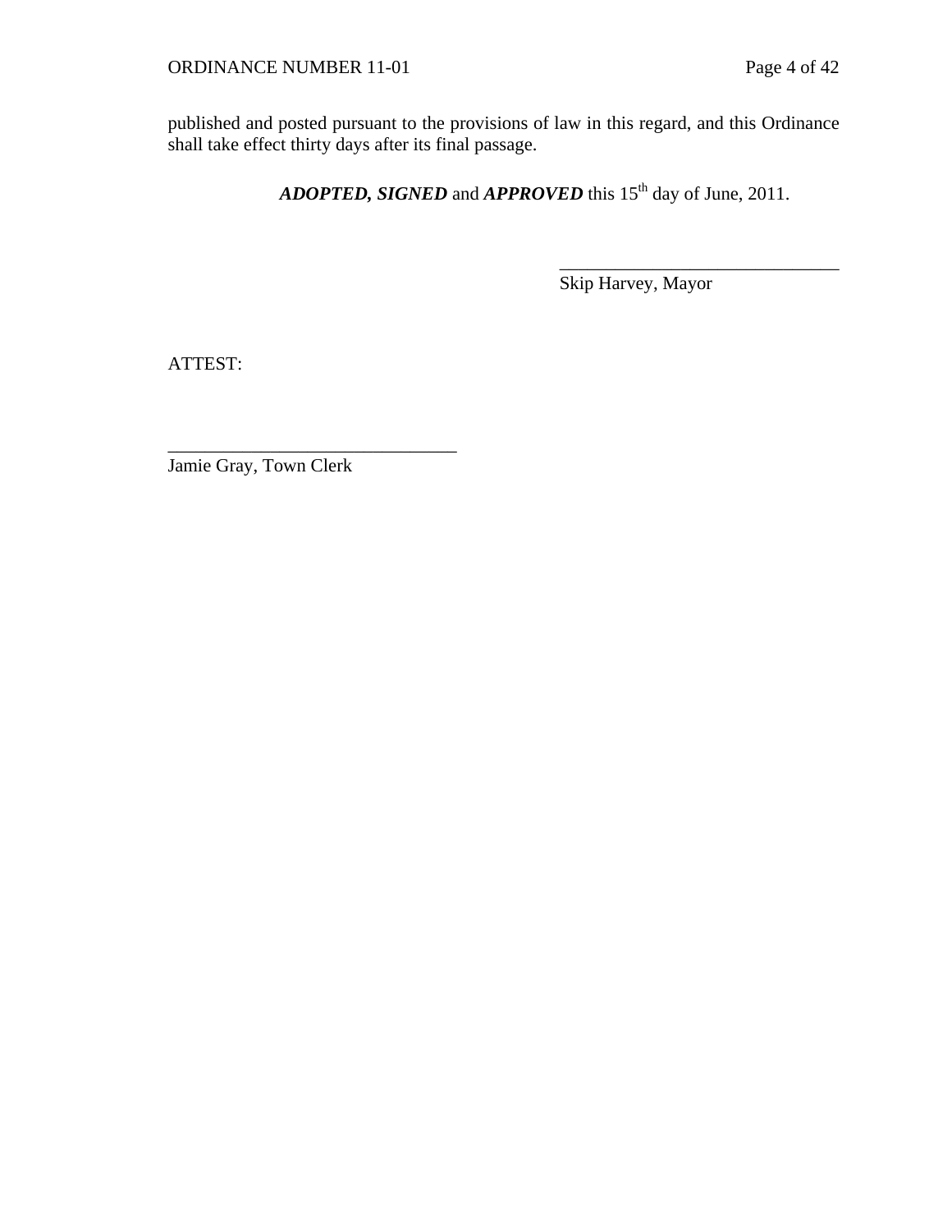published and posted pursuant to the provisions of law in this regard, and this Ordinance shall take effect thirty days after its final passage.

***ADOPTED, SIGNED*** and ***APPROVED*** this 15th day of June, 2011.

\_\_\_\_\_\_\_\_\_\_\_\_\_\_\_\_\_\_\_\_\_\_\_\_\_\_\_\_\_\_\_
Skip Harvey, Mayor

ATTEST:

\_\_\_\_\_\_\_\_\_\_\_\_\_\_\_\_\_\_\_\_\_\_\_\_\_\_\_\_\_\_\_
Jamie Gray, Town Clerk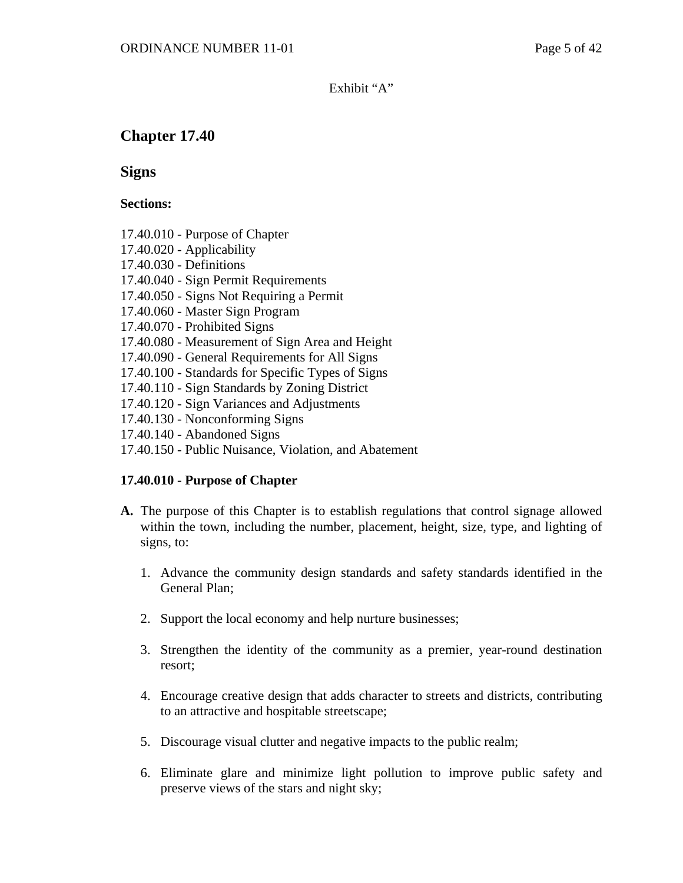Exhibit "A"

# Chapter 17.40

## Signs

**Sections:**

17.40.010 - Purpose of Chapter
17.40.020 - Applicability
17.40.030 - Definitions
17.40.040 - Sign Permit Requirements
17.40.050 - Signs Not Requiring a Permit
17.40.060 - Master Sign Program
17.40.070 - Prohibited Signs
17.40.080 - Measurement of Sign Area and Height
17.40.090 - General Requirements for All Signs
17.40.100 - Standards for Specific Types of Signs
17.40.110 - Sign Standards by Zoning District
17.40.120 - Sign Variances and Adjustments
17.40.130 - Nonconforming Signs
17.40.140 - Abandoned Signs
17.40.150 - Public Nuisance, Violation, and Abatement

### 17.40.010 - Purpose of Chapter

**A.** The purpose of this Chapter is to establish regulations that control signage allowed within the town, including the number, placement, height, size, type, and lighting of signs, to:

1. Advance the community design standards and safety standards identified in the General Plan;

2. Support the local economy and help nurture businesses;

3. Strengthen the identity of the community as a premier, year-round destination resort;

4. Encourage creative design that adds character to streets and districts, contributing to an attractive and hospitable streetscape;

5. Discourage visual clutter and negative impacts to the public realm;

6. Eliminate glare and minimize light pollution to improve public safety and preserve views of the stars and night sky;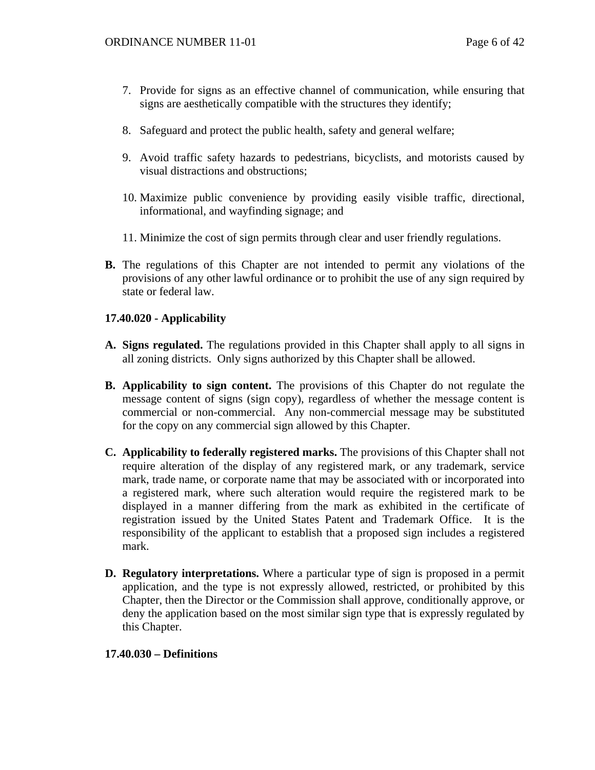7. Provide for signs as an effective channel of communication, while ensuring that signs are aesthetically compatible with the structures they identify;

8. Safeguard and protect the public health, safety and general welfare;

9. Avoid traffic safety hazards to pedestrians, bicyclists, and motorists caused by visual distractions and obstructions;

10. Maximize public convenience by providing easily visible traffic, directional, informational, and wayfinding signage; and

11. Minimize the cost of sign permits through clear and user friendly regulations.

**B.** The regulations of this Chapter are not intended to permit any violations of the provisions of any other lawful ordinance or to prohibit the use of any sign required by state or federal law.

**17.40.020 - Applicability**

**A. Signs regulated.** The regulations provided in this Chapter shall apply to all signs in all zoning districts. Only signs authorized by this Chapter shall be allowed.

**B. Applicability to sign content.** The provisions of this Chapter do not regulate the message content of signs (sign copy), regardless of whether the message content is commercial or non-commercial. Any non-commercial message may be substituted for the copy on any commercial sign allowed by this Chapter.

**C. Applicability to federally registered marks.** The provisions of this Chapter shall not require alteration of the display of any registered mark, or any trademark, service mark, trade name, or corporate name that may be associated with or incorporated into a registered mark, where such alteration would require the registered mark to be displayed in a manner differing from the mark as exhibited in the certificate of registration issued by the United States Patent and Trademark Office. It is the responsibility of the applicant to establish that a proposed sign includes a registered mark.

**D. Regulatory interpretations.** Where a particular type of sign is proposed in a permit application, and the type is not expressly allowed, restricted, or prohibited by this Chapter, then the Director or the Commission shall approve, conditionally approve, or deny the application based on the most similar sign type that is expressly regulated by this Chapter.

**17.40.030 – Definitions**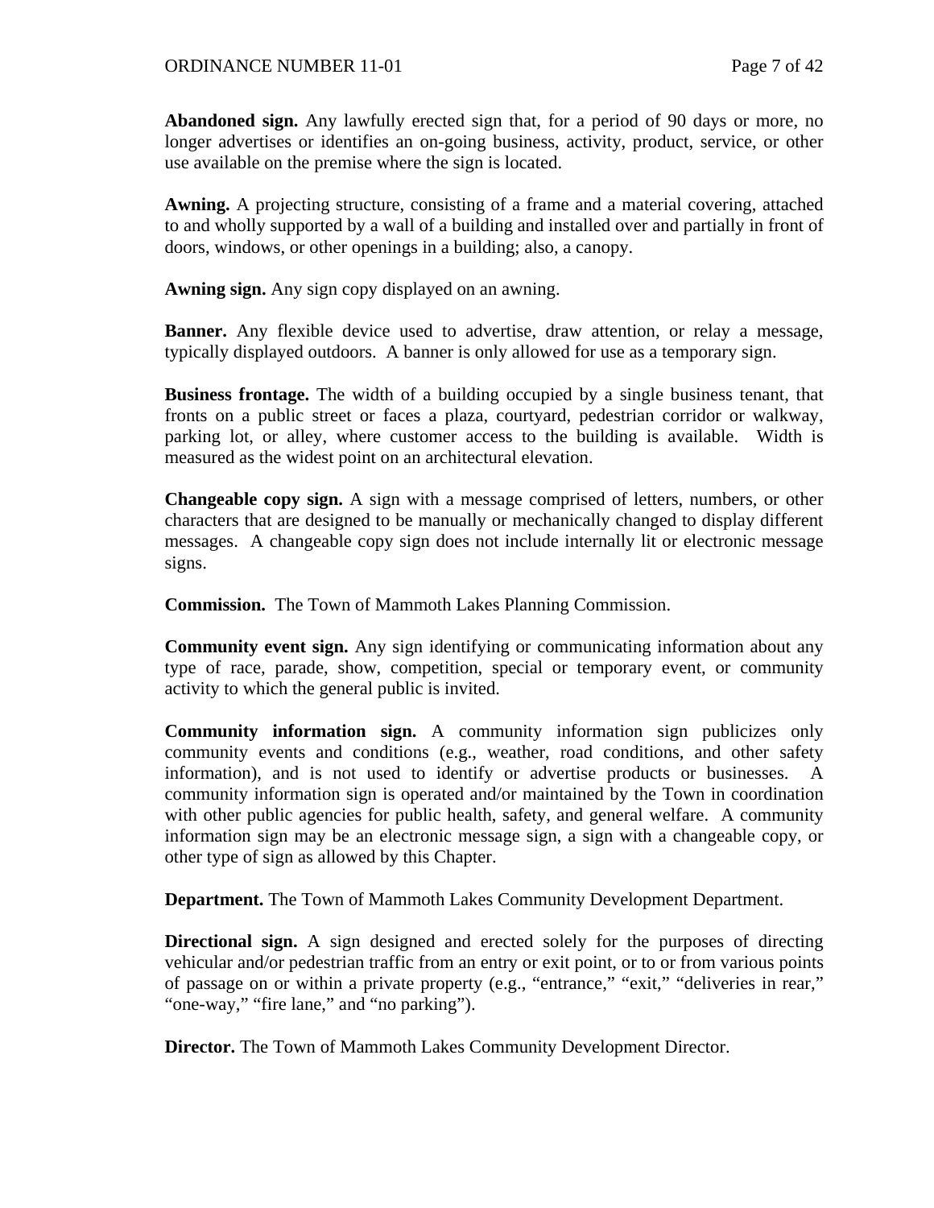**Abandoned sign.** Any lawfully erected sign that, for a period of 90 days or more, no longer advertises or identifies an on-going business, activity, product, service, or other use available on the premise where the sign is located.

**Awning.** A projecting structure, consisting of a frame and a material covering, attached to and wholly supported by a wall of a building and installed over and partially in front of doors, windows, or other openings in a building; also, a canopy.

**Awning sign.** Any sign copy displayed on an awning.

**Banner.** Any flexible device used to advertise, draw attention, or relay a message, typically displayed outdoors. A banner is only allowed for use as a temporary sign.

**Business frontage.** The width of a building occupied by a single business tenant, that fronts on a public street or faces a plaza, courtyard, pedestrian corridor or walkway, parking lot, or alley, where customer access to the building is available. Width is measured as the widest point on an architectural elevation.

**Changeable copy sign.** A sign with a message comprised of letters, numbers, or other characters that are designed to be manually or mechanically changed to display different messages. A changeable copy sign does not include internally lit or electronic message signs.

**Commission.** The Town of Mammoth Lakes Planning Commission.

**Community event sign.** Any sign identifying or communicating information about any type of race, parade, show, competition, special or temporary event, or community activity to which the general public is invited.

**Community information sign.** A community information sign publicizes only community events and conditions (e.g., weather, road conditions, and other safety information), and is not used to identify or advertise products or businesses. A community information sign is operated and/or maintained by the Town in coordination with other public agencies for public health, safety, and general welfare. A community information sign may be an electronic message sign, a sign with a changeable copy, or other type of sign as allowed by this Chapter.

**Department.** The Town of Mammoth Lakes Community Development Department.

**Directional sign.** A sign designed and erected solely for the purposes of directing vehicular and/or pedestrian traffic from an entry or exit point, or to or from various points of passage on or within a private property (e.g., "entrance," "exit," "deliveries in rear," "one-way," "fire lane," and "no parking").

**Director.** The Town of Mammoth Lakes Community Development Director.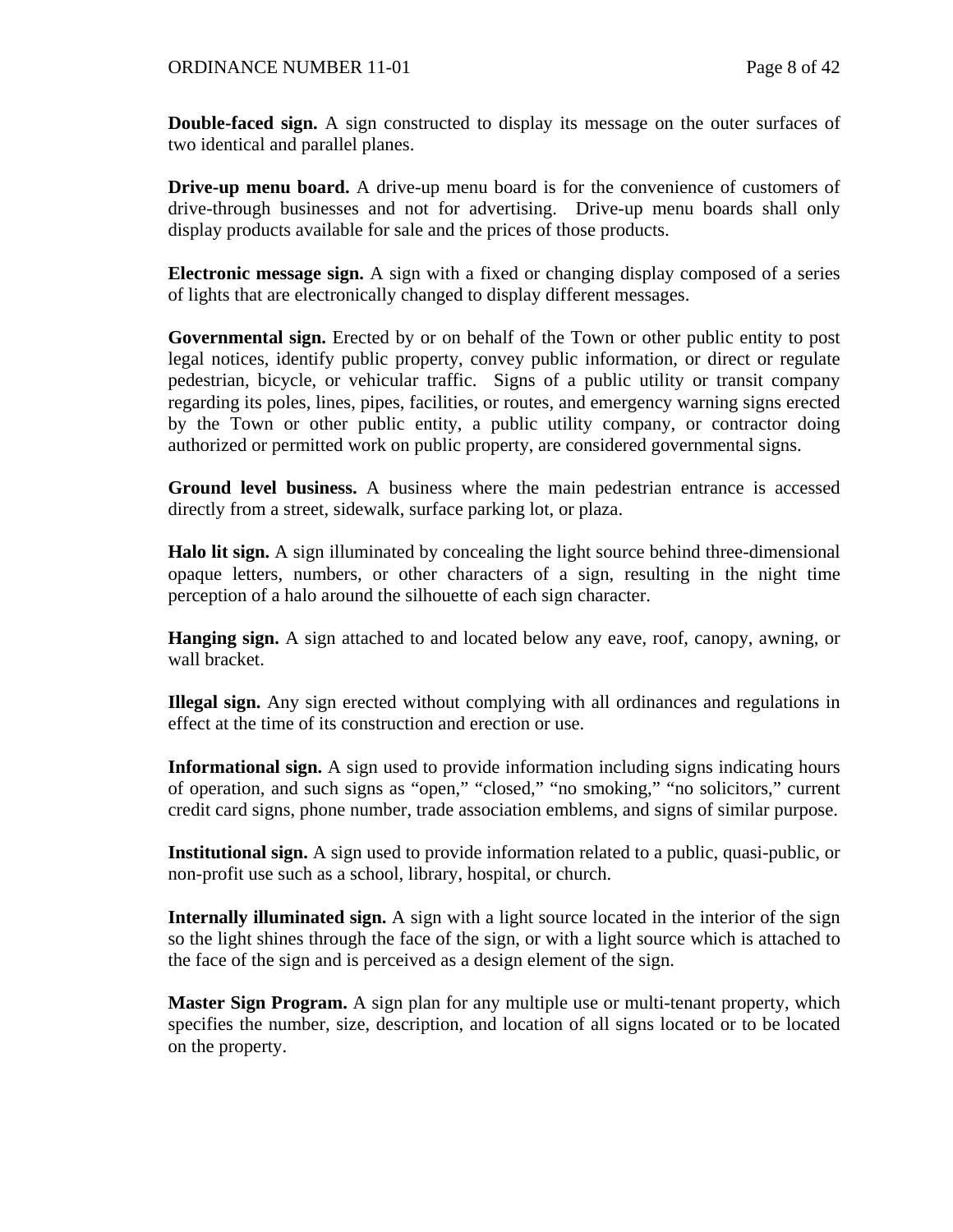**Double-faced sign.** A sign constructed to display its message on the outer surfaces of two identical and parallel planes.

**Drive-up menu board.** A drive-up menu board is for the convenience of customers of drive-through businesses and not for advertising. Drive-up menu boards shall only display products available for sale and the prices of those products.

**Electronic message sign.** A sign with a fixed or changing display composed of a series of lights that are electronically changed to display different messages.

**Governmental sign.** Erected by or on behalf of the Town or other public entity to post legal notices, identify public property, convey public information, or direct or regulate pedestrian, bicycle, or vehicular traffic. Signs of a public utility or transit company regarding its poles, lines, pipes, facilities, or routes, and emergency warning signs erected by the Town or other public entity, a public utility company, or contractor doing authorized or permitted work on public property, are considered governmental signs.

**Ground level business.** A business where the main pedestrian entrance is accessed directly from a street, sidewalk, surface parking lot, or plaza.

**Halo lit sign.** A sign illuminated by concealing the light source behind three-dimensional opaque letters, numbers, or other characters of a sign, resulting in the night time perception of a halo around the silhouette of each sign character.

**Hanging sign.** A sign attached to and located below any eave, roof, canopy, awning, or wall bracket.

**Illegal sign.** Any sign erected without complying with all ordinances and regulations in effect at the time of its construction and erection or use.

**Informational sign.** A sign used to provide information including signs indicating hours of operation, and such signs as "open," "closed," "no smoking," "no solicitors," current credit card signs, phone number, trade association emblems, and signs of similar purpose.

**Institutional sign.** A sign used to provide information related to a public, quasi-public, or non-profit use such as a school, library, hospital, or church.

**Internally illuminated sign.** A sign with a light source located in the interior of the sign so the light shines through the face of the sign, or with a light source which is attached to the face of the sign and is perceived as a design element of the sign.

**Master Sign Program.** A sign plan for any multiple use or multi-tenant property, which specifies the number, size, description, and location of all signs located or to be located on the property.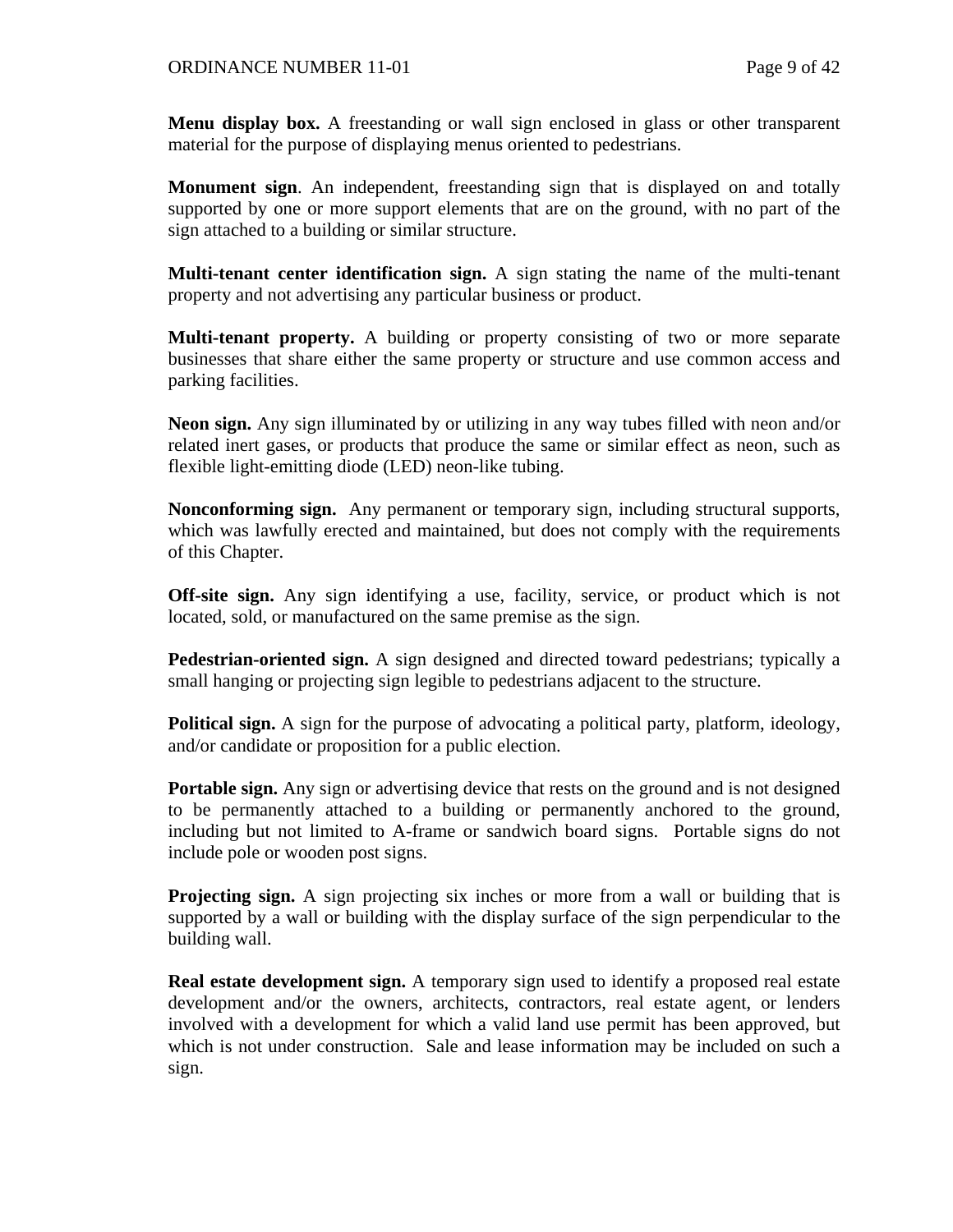**Menu display box.** A freestanding or wall sign enclosed in glass or other transparent material for the purpose of displaying menus oriented to pedestrians.

**Monument sign**. An independent, freestanding sign that is displayed on and totally supported by one or more support elements that are on the ground, with no part of the sign attached to a building or similar structure.

**Multi-tenant center identification sign.** A sign stating the name of the multi-tenant property and not advertising any particular business or product.

**Multi-tenant property.** A building or property consisting of two or more separate businesses that share either the same property or structure and use common access and parking facilities.

**Neon sign.** Any sign illuminated by or utilizing in any way tubes filled with neon and/or related inert gases, or products that produce the same or similar effect as neon, such as flexible light-emitting diode (LED) neon-like tubing.

**Nonconforming sign.** Any permanent or temporary sign, including structural supports, which was lawfully erected and maintained, but does not comply with the requirements of this Chapter.

**Off-site sign.** Any sign identifying a use, facility, service, or product which is not located, sold, or manufactured on the same premise as the sign.

**Pedestrian-oriented sign.** A sign designed and directed toward pedestrians; typically a small hanging or projecting sign legible to pedestrians adjacent to the structure.

**Political sign.** A sign for the purpose of advocating a political party, platform, ideology, and/or candidate or proposition for a public election.

**Portable sign.** Any sign or advertising device that rests on the ground and is not designed to be permanently attached to a building or permanently anchored to the ground, including but not limited to A-frame or sandwich board signs. Portable signs do not include pole or wooden post signs.

**Projecting sign.** A sign projecting six inches or more from a wall or building that is supported by a wall or building with the display surface of the sign perpendicular to the building wall.

**Real estate development sign.** A temporary sign used to identify a proposed real estate development and/or the owners, architects, contractors, real estate agent, or lenders involved with a development for which a valid land use permit has been approved, but which is not under construction. Sale and lease information may be included on such a sign.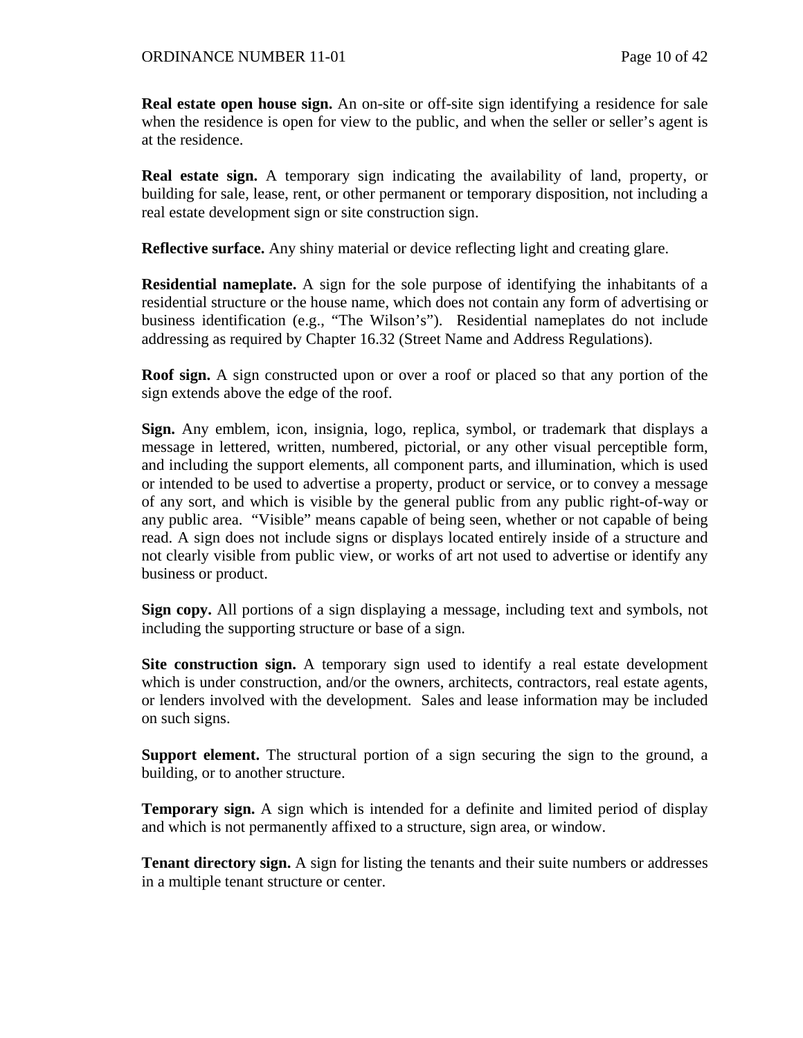**Real estate open house sign.** An on-site or off-site sign identifying a residence for sale when the residence is open for view to the public, and when the seller or seller's agent is at the residence.

**Real estate sign.** A temporary sign indicating the availability of land, property, or building for sale, lease, rent, or other permanent or temporary disposition, not including a real estate development sign or site construction sign.

**Reflective surface.** Any shiny material or device reflecting light and creating glare.

**Residential nameplate.** A sign for the sole purpose of identifying the inhabitants of a residential structure or the house name, which does not contain any form of advertising or business identification (e.g., "The Wilson's"). Residential nameplates do not include addressing as required by Chapter 16.32 (Street Name and Address Regulations).

**Roof sign.** A sign constructed upon or over a roof or placed so that any portion of the sign extends above the edge of the roof.

**Sign.** Any emblem, icon, insignia, logo, replica, symbol, or trademark that displays a message in lettered, written, numbered, pictorial, or any other visual perceptible form, and including the support elements, all component parts, and illumination, which is used or intended to be used to advertise a property, product or service, or to convey a message of any sort, and which is visible by the general public from any public right-of-way or any public area. "Visible" means capable of being seen, whether or not capable of being read. A sign does not include signs or displays located entirely inside of a structure and not clearly visible from public view, or works of art not used to advertise or identify any business or product.

**Sign copy.** All portions of a sign displaying a message, including text and symbols, not including the supporting structure or base of a sign.

**Site construction sign.** A temporary sign used to identify a real estate development which is under construction, and/or the owners, architects, contractors, real estate agents, or lenders involved with the development. Sales and lease information may be included on such signs.

**Support element.** The structural portion of a sign securing the sign to the ground, a building, or to another structure.

**Temporary sign.** A sign which is intended for a definite and limited period of display and which is not permanently affixed to a structure, sign area, or window.

**Tenant directory sign.** A sign for listing the tenants and their suite numbers or addresses in a multiple tenant structure or center.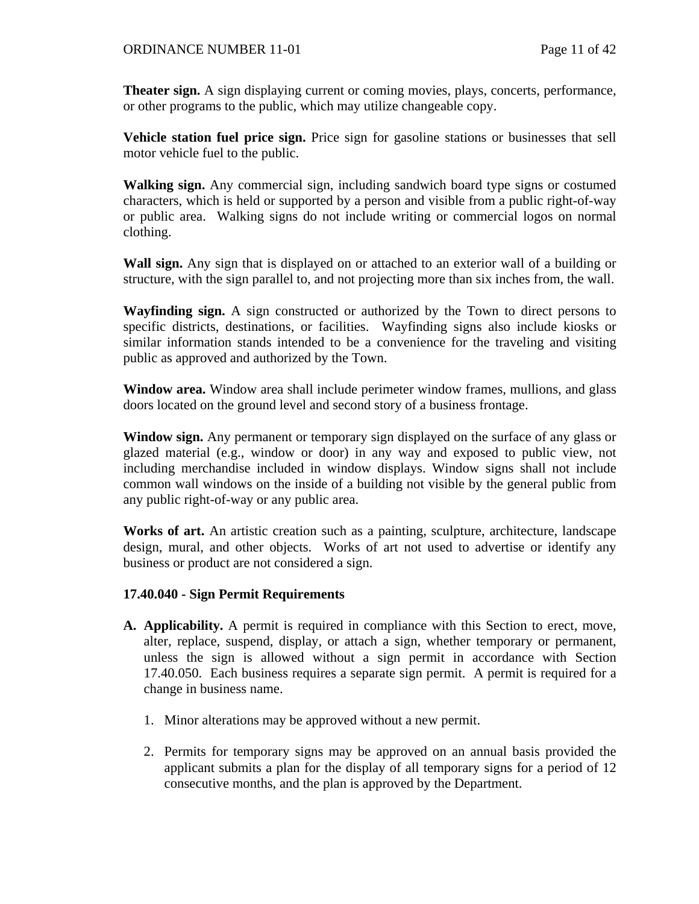**Theater sign.** A sign displaying current or coming movies, plays, concerts, performance, or other programs to the public, which may utilize changeable copy.

**Vehicle station fuel price sign.** Price sign for gasoline stations or businesses that sell motor vehicle fuel to the public.

**Walking sign.** Any commercial sign, including sandwich board type signs or costumed characters, which is held or supported by a person and visible from a public right-of-way or public area. Walking signs do not include writing or commercial logos on normal clothing.

**Wall sign.** Any sign that is displayed on or attached to an exterior wall of a building or structure, with the sign parallel to, and not projecting more than six inches from, the wall.

**Wayfinding sign.** A sign constructed or authorized by the Town to direct persons to specific districts, destinations, or facilities. Wayfinding signs also include kiosks or similar information stands intended to be a convenience for the traveling and visiting public as approved and authorized by the Town.

**Window area.** Window area shall include perimeter window frames, mullions, and glass doors located on the ground level and second story of a business frontage.

**Window sign.** Any permanent or temporary sign displayed on the surface of any glass or glazed material (e.g., window or door) in any way and exposed to public view, not including merchandise included in window displays. Window signs shall not include common wall windows on the inside of a building not visible by the general public from any public right-of-way or any public area.

**Works of art.** An artistic creation such as a painting, sculpture, architecture, landscape design, mural, and other objects. Works of art not used to advertise or identify any business or product are not considered a sign.

### 17.40.040 - Sign Permit Requirements

**A. Applicability.** A permit is required in compliance with this Section to erect, move, alter, replace, suspend, display, or attach a sign, whether temporary or permanent, unless the sign is allowed without a sign permit in accordance with Section 17.40.050. Each business requires a separate sign permit. A permit is required for a change in business name.

1. Minor alterations may be approved without a new permit.

2. Permits for temporary signs may be approved on an annual basis provided the applicant submits a plan for the display of all temporary signs for a period of 12 consecutive months, and the plan is approved by the Department.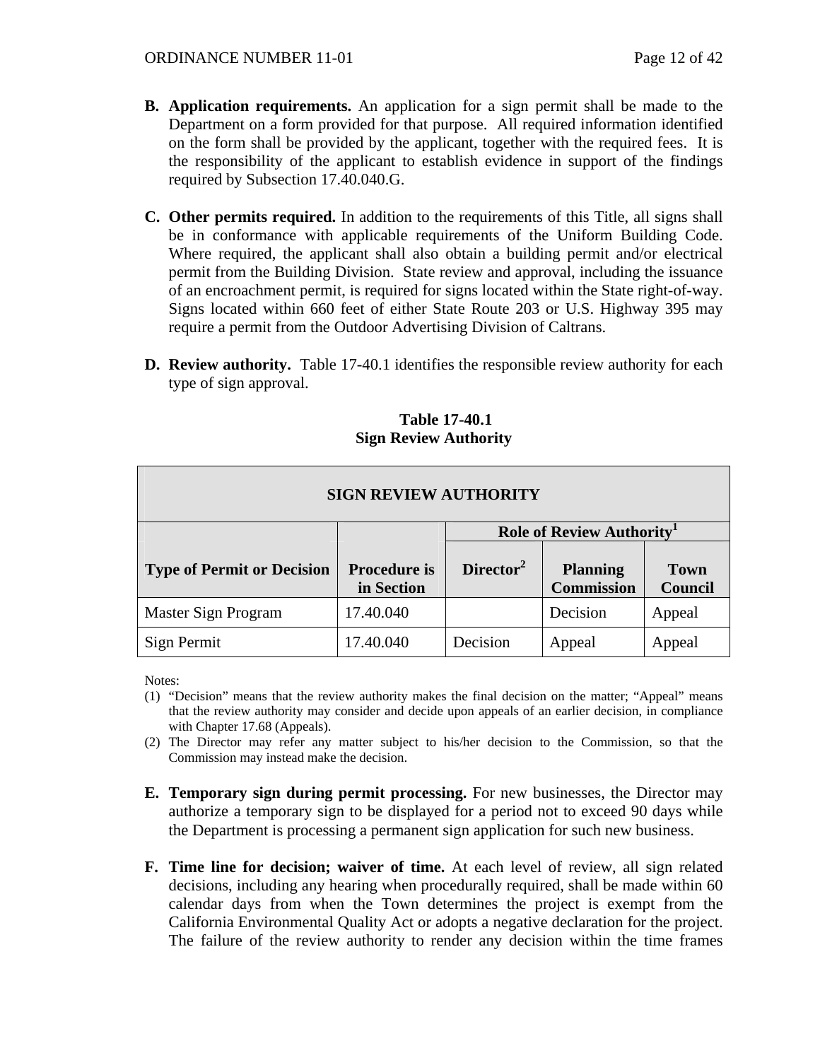**B. Application requirements.** An application for a sign permit shall be made to the Department on a form provided for that purpose. All required information identified on the form shall be provided by the applicant, together with the required fees. It is the responsibility of the applicant to establish evidence in support of the findings required by Subsection 17.40.040.G.

**C. Other permits required.** In addition to the requirements of this Title, all signs shall be in conformance with applicable requirements of the Uniform Building Code. Where required, the applicant shall also obtain a building permit and/or electrical permit from the Building Division. State review and approval, including the issuance of an encroachment permit, is required for signs located within the State right-of-way. Signs located within 660 feet of either State Route 203 or U.S. Highway 395 may require a permit from the Outdoor Advertising Division of Caltrans.

**D. Review authority.** Table 17-40.1 identifies the responsible review authority for each type of sign approval.

**Table 17-40.1**
**Sign Review Authority**

| SIGN REVIEW AUTHORITY | | | | |
|---|---|---|---|---|
| | | Role of Review Authority[1] | | |
| **Type of Permit or Decision** | **Procedure is in Section** | **Director[2]** | **Planning Commission** | **Town Council** |
| Master Sign Program | 17.40.040 | | Decision | Appeal |
| Sign Permit | 17.40.040 | Decision | Appeal | Appeal |

Notes:

(1) "Decision" means that the review authority makes the final decision on the matter; "Appeal" means that the review authority may consider and decide upon appeals of an earlier decision, in compliance with Chapter 17.68 (Appeals).

(2) The Director may refer any matter subject to his/her decision to the Commission, so that the Commission may instead make the decision.

**E. Temporary sign during permit processing.** For new businesses, the Director may authorize a temporary sign to be displayed for a period not to exceed 90 days while the Department is processing a permanent sign application for such new business.

**F. Time line for decision; waiver of time.** At each level of review, all sign related decisions, including any hearing when procedurally required, shall be made within 60 calendar days from when the Town determines the project is exempt from the California Environmental Quality Act or adopts a negative declaration for the project. The failure of the review authority to render any decision within the time frames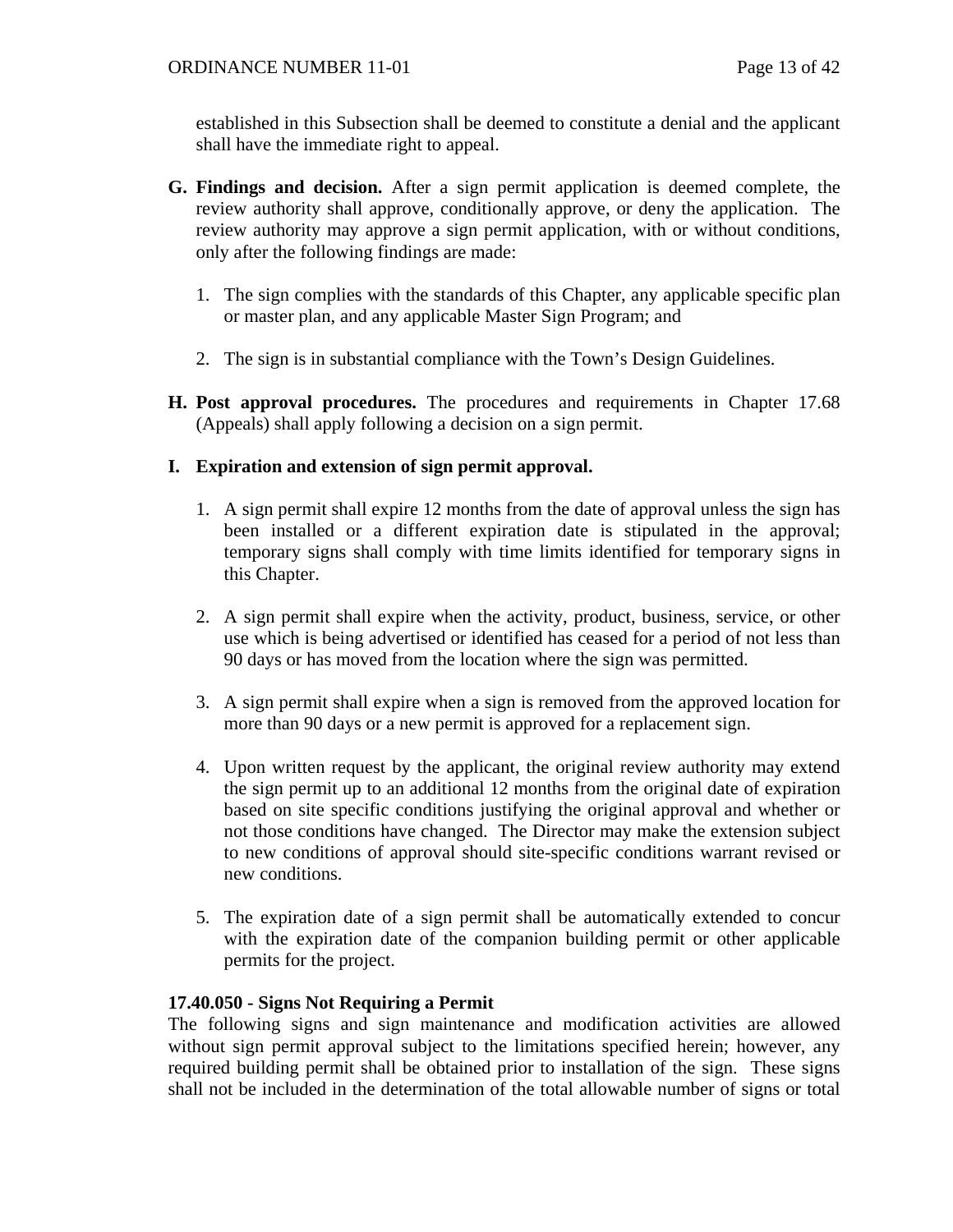established in this Subsection shall be deemed to constitute a denial and the applicant shall have the immediate right to appeal.

**G. Findings and decision.** After a sign permit application is deemed complete, the review authority shall approve, conditionally approve, or deny the application. The review authority may approve a sign permit application, with or without conditions, only after the following findings are made:

1. The sign complies with the standards of this Chapter, any applicable specific plan or master plan, and any applicable Master Sign Program; and

2. The sign is in substantial compliance with the Town's Design Guidelines.

**H. Post approval procedures.** The procedures and requirements in Chapter 17.68 (Appeals) shall apply following a decision on a sign permit.

**I. Expiration and extension of sign permit approval.**

1. A sign permit shall expire 12 months from the date of approval unless the sign has been installed or a different expiration date is stipulated in the approval; temporary signs shall comply with time limits identified for temporary signs in this Chapter.

2. A sign permit shall expire when the activity, product, business, service, or other use which is being advertised or identified has ceased for a period of not less than 90 days or has moved from the location where the sign was permitted.

3. A sign permit shall expire when a sign is removed from the approved location for more than 90 days or a new permit is approved for a replacement sign.

4. Upon written request by the applicant, the original review authority may extend the sign permit up to an additional 12 months from the original date of expiration based on site specific conditions justifying the original approval and whether or not those conditions have changed. The Director may make the extension subject to new conditions of approval should site-specific conditions warrant revised or new conditions.

5. The expiration date of a sign permit shall be automatically extended to concur with the expiration date of the companion building permit or other applicable permits for the project.

**17.40.050 - Signs Not Requiring a Permit**

The following signs and sign maintenance and modification activities are allowed without sign permit approval subject to the limitations specified herein; however, any required building permit shall be obtained prior to installation of the sign. These signs shall not be included in the determination of the total allowable number of signs or total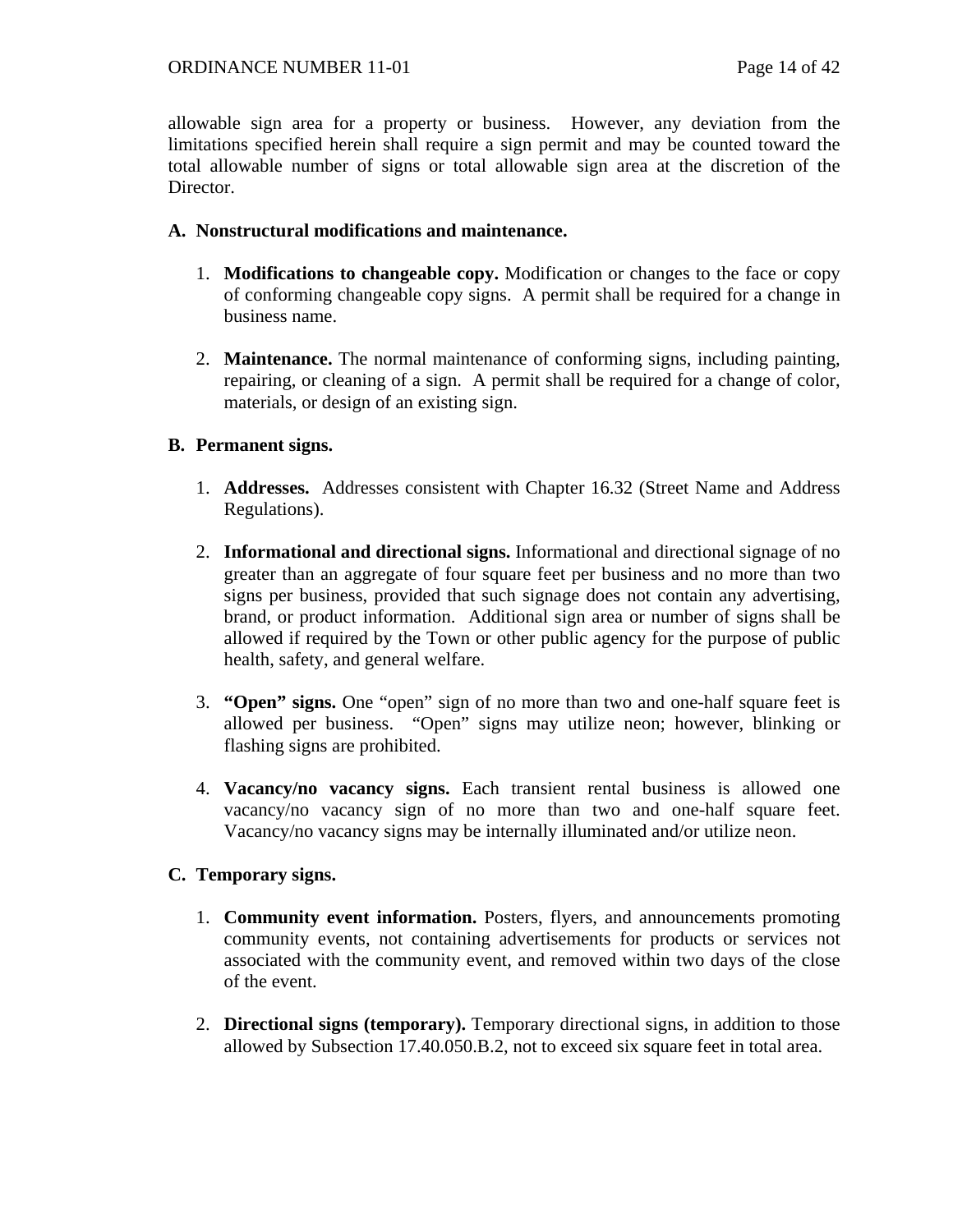allowable sign area for a property or business. However, any deviation from the limitations specified herein shall require a sign permit and may be counted toward the total allowable number of signs or total allowable sign area at the discretion of the Director.

**A. Nonstructural modifications and maintenance.**

1. **Modifications to changeable copy.** Modification or changes to the face or copy of conforming changeable copy signs. A permit shall be required for a change in business name.

2. **Maintenance.** The normal maintenance of conforming signs, including painting, repairing, or cleaning of a sign. A permit shall be required for a change of color, materials, or design of an existing sign.

**B. Permanent signs.**

1. **Addresses.** Addresses consistent with Chapter 16.32 (Street Name and Address Regulations).

2. **Informational and directional signs.** Informational and directional signage of no greater than an aggregate of four square feet per business and no more than two signs per business, provided that such signage does not contain any advertising, brand, or product information. Additional sign area or number of signs shall be allowed if required by the Town or other public agency for the purpose of public health, safety, and general welfare.

3. **"Open" signs.** One "open" sign of no more than two and one-half square feet is allowed per business. "Open" signs may utilize neon; however, blinking or flashing signs are prohibited.

4. **Vacancy/no vacancy signs.** Each transient rental business is allowed one vacancy/no vacancy sign of no more than two and one-half square feet. Vacancy/no vacancy signs may be internally illuminated and/or utilize neon.

**C. Temporary signs.**

1. **Community event information.** Posters, flyers, and announcements promoting community events, not containing advertisements for products or services not associated with the community event, and removed within two days of the close of the event.

2. **Directional signs (temporary).** Temporary directional signs, in addition to those allowed by Subsection 17.40.050.B.2, not to exceed six square feet in total area.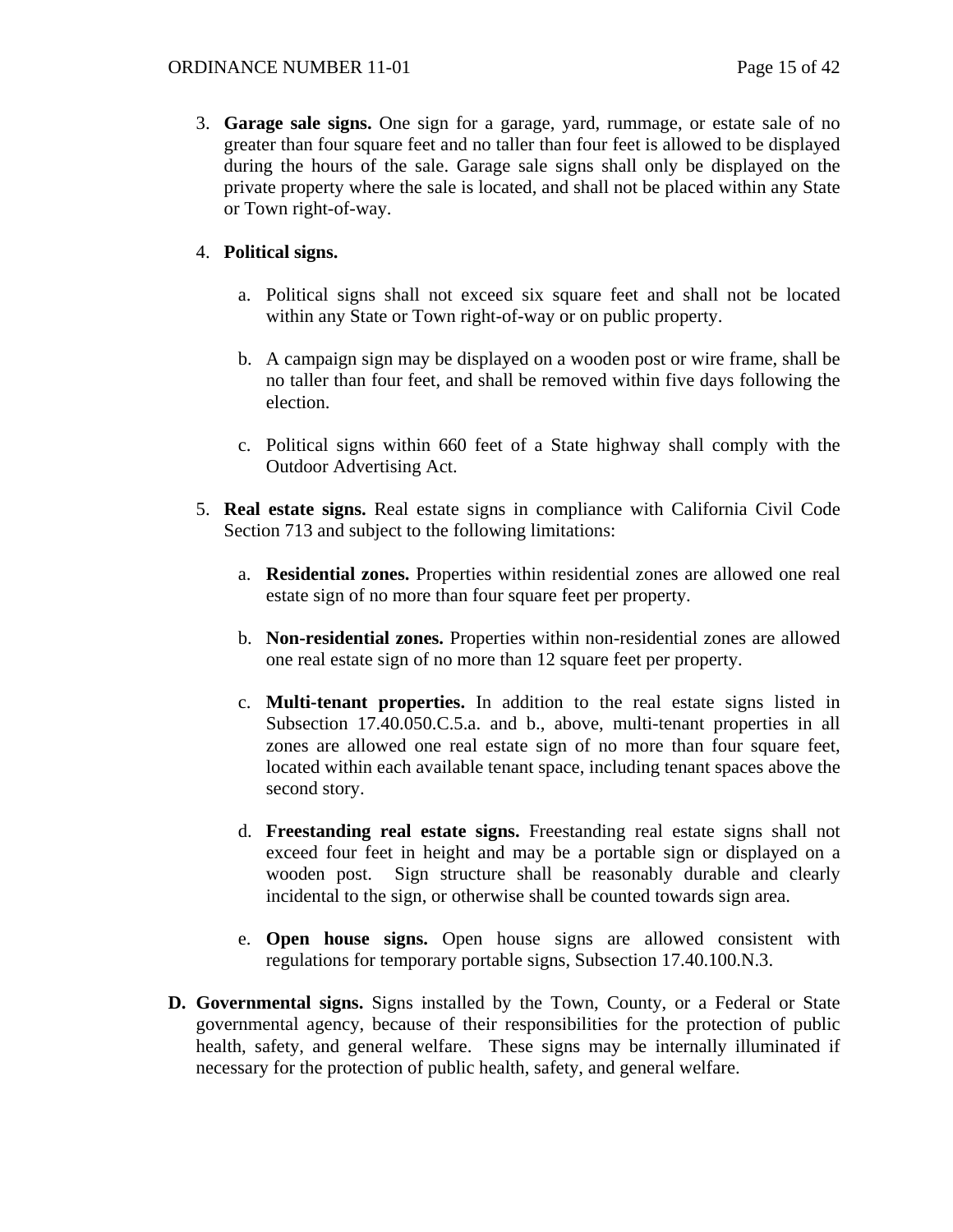3. **Garage sale signs.** One sign for a garage, yard, rummage, or estate sale of no greater than four square feet and no taller than four feet is allowed to be displayed during the hours of the sale. Garage sale signs shall only be displayed on the private property where the sale is located, and shall not be placed within any State or Town right-of-way.

4. **Political signs.**

   a. Political signs shall not exceed six square feet and shall not be located within any State or Town right-of-way or on public property.

   b. A campaign sign may be displayed on a wooden post or wire frame, shall be no taller than four feet, and shall be removed within five days following the election.

   c. Political signs within 660 feet of a State highway shall comply with the Outdoor Advertising Act.

5. **Real estate signs.** Real estate signs in compliance with California Civil Code Section 713 and subject to the following limitations:

   a. **Residential zones.** Properties within residential zones are allowed one real estate sign of no more than four square feet per property.

   b. **Non-residential zones.** Properties within non-residential zones are allowed one real estate sign of no more than 12 square feet per property.

   c. **Multi-tenant properties.** In addition to the real estate signs listed in Subsection 17.40.050.C.5.a. and b., above, multi-tenant properties in all zones are allowed one real estate sign of no more than four square feet, located within each available tenant space, including tenant spaces above the second story.

   d. **Freestanding real estate signs.** Freestanding real estate signs shall not exceed four feet in height and may be a portable sign or displayed on a wooden post. Sign structure shall be reasonably durable and clearly incidental to the sign, or otherwise shall be counted towards sign area.

   e. **Open house signs.** Open house signs are allowed consistent with regulations for temporary portable signs, Subsection 17.40.100.N.3.

**D. Governmental signs.** Signs installed by the Town, County, or a Federal or State governmental agency, because of their responsibilities for the protection of public health, safety, and general welfare. These signs may be internally illuminated if necessary for the protection of public health, safety, and general welfare.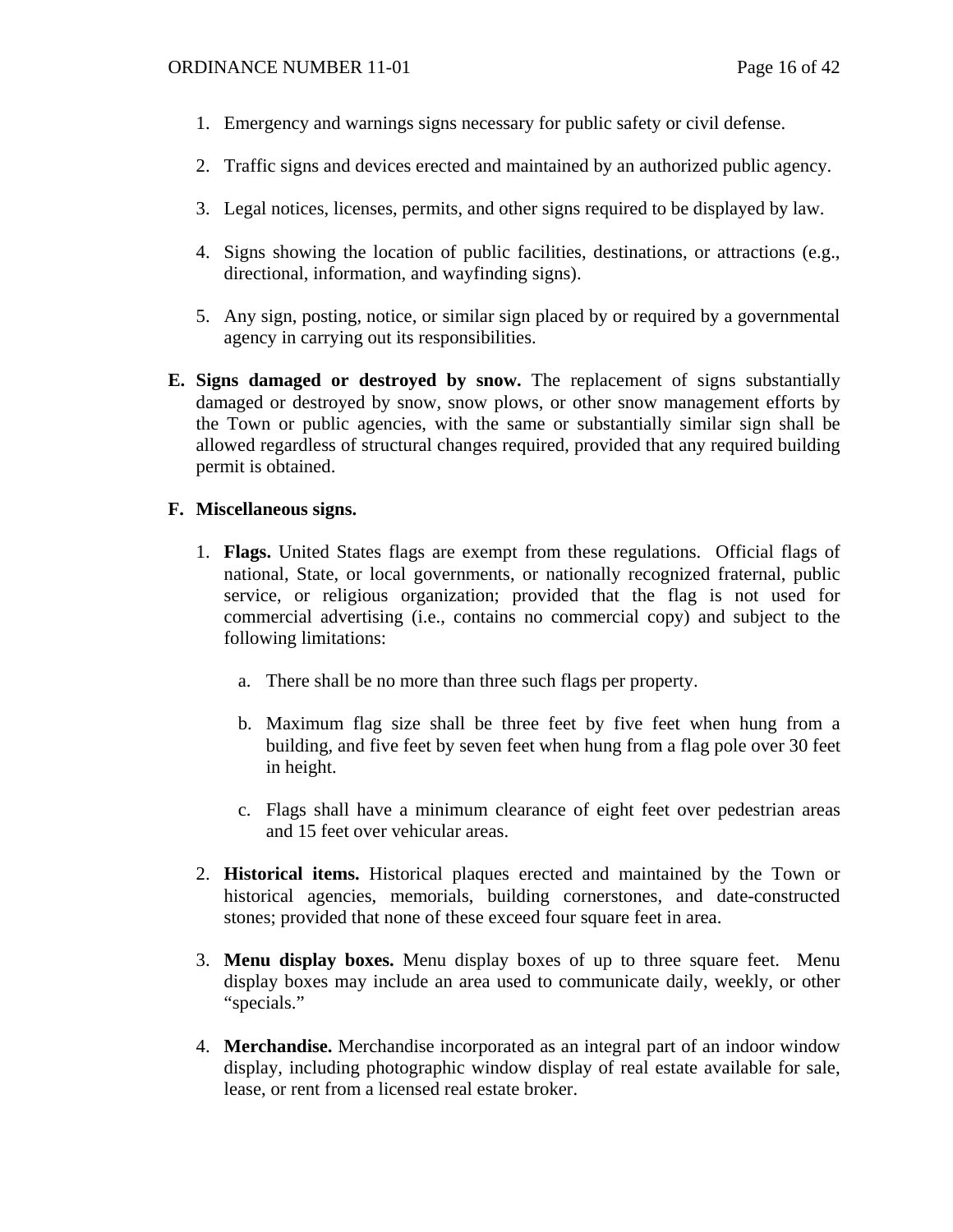1. Emergency and warnings signs necessary for public safety or civil defense.

2. Traffic signs and devices erected and maintained by an authorized public agency.

3. Legal notices, licenses, permits, and other signs required to be displayed by law.

4. Signs showing the location of public facilities, destinations, or attractions (e.g., directional, information, and wayfinding signs).

5. Any sign, posting, notice, or similar sign placed by or required by a governmental agency in carrying out its responsibilities.

**E. Signs damaged or destroyed by snow.** The replacement of signs substantially damaged or destroyed by snow, snow plows, or other snow management efforts by the Town or public agencies, with the same or substantially similar sign shall be allowed regardless of structural changes required, provided that any required building permit is obtained.

**F. Miscellaneous signs.**

1. **Flags.** United States flags are exempt from these regulations. Official flags of national, State, or local governments, or nationally recognized fraternal, public service, or religious organization; provided that the flag is not used for commercial advertising (i.e., contains no commercial copy) and subject to the following limitations:

    a. There shall be no more than three such flags per property.

    b. Maximum flag size shall be three feet by five feet when hung from a building, and five feet by seven feet when hung from a flag pole over 30 feet in height.

    c. Flags shall have a minimum clearance of eight feet over pedestrian areas and 15 feet over vehicular areas.

2. **Historical items.** Historical plaques erected and maintained by the Town or historical agencies, memorials, building cornerstones, and date-constructed stones; provided that none of these exceed four square feet in area.

3. **Menu display boxes.** Menu display boxes of up to three square feet. Menu display boxes may include an area used to communicate daily, weekly, or other "specials."

4. **Merchandise.** Merchandise incorporated as an integral part of an indoor window display, including photographic window display of real estate available for sale, lease, or rent from a licensed real estate broker.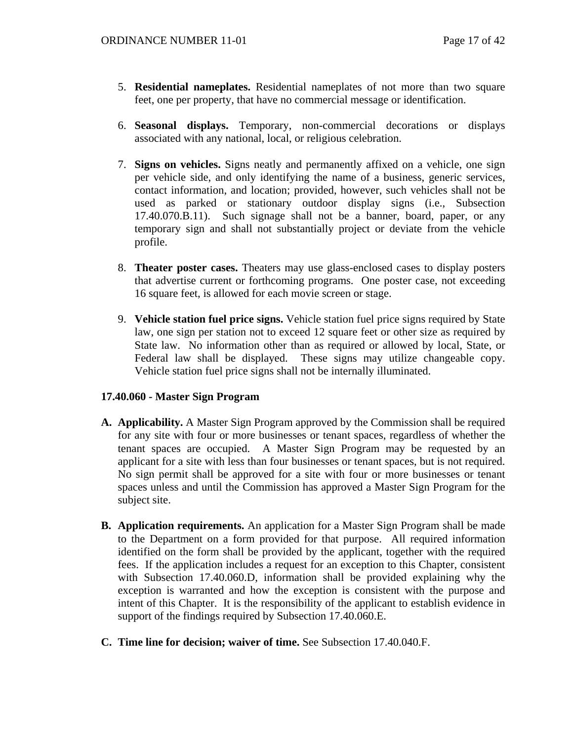5. **Residential nameplates.** Residential nameplates of not more than two square feet, one per property, that have no commercial message or identification.

6. **Seasonal displays.** Temporary, non-commercial decorations or displays associated with any national, local, or religious celebration.

7. **Signs on vehicles.** Signs neatly and permanently affixed on a vehicle, one sign per vehicle side, and only identifying the name of a business, generic services, contact information, and location; provided, however, such vehicles shall not be used as parked or stationary outdoor display signs (i.e., Subsection 17.40.070.B.11). Such signage shall not be a banner, board, paper, or any temporary sign and shall not substantially project or deviate from the vehicle profile.

8. **Theater poster cases.** Theaters may use glass-enclosed cases to display posters that advertise current or forthcoming programs. One poster case, not exceeding 16 square feet, is allowed for each movie screen or stage.

9. **Vehicle station fuel price signs.** Vehicle station fuel price signs required by State law, one sign per station not to exceed 12 square feet or other size as required by State law. No information other than as required or allowed by local, State, or Federal law shall be displayed. These signs may utilize changeable copy. Vehicle station fuel price signs shall not be internally illuminated.

### 17.40.060 - Master Sign Program

**A. Applicability.** A Master Sign Program approved by the Commission shall be required for any site with four or more businesses or tenant spaces, regardless of whether the tenant spaces are occupied. A Master Sign Program may be requested by an applicant for a site with less than four businesses or tenant spaces, but is not required. No sign permit shall be approved for a site with four or more businesses or tenant spaces unless and until the Commission has approved a Master Sign Program for the subject site.

**B. Application requirements.** An application for a Master Sign Program shall be made to the Department on a form provided for that purpose. All required information identified on the form shall be provided by the applicant, together with the required fees. If the application includes a request for an exception to this Chapter, consistent with Subsection 17.40.060.D, information shall be provided explaining why the exception is warranted and how the exception is consistent with the purpose and intent of this Chapter. It is the responsibility of the applicant to establish evidence in support of the findings required by Subsection 17.40.060.E.

**C. Time line for decision; waiver of time.** See Subsection 17.40.040.F.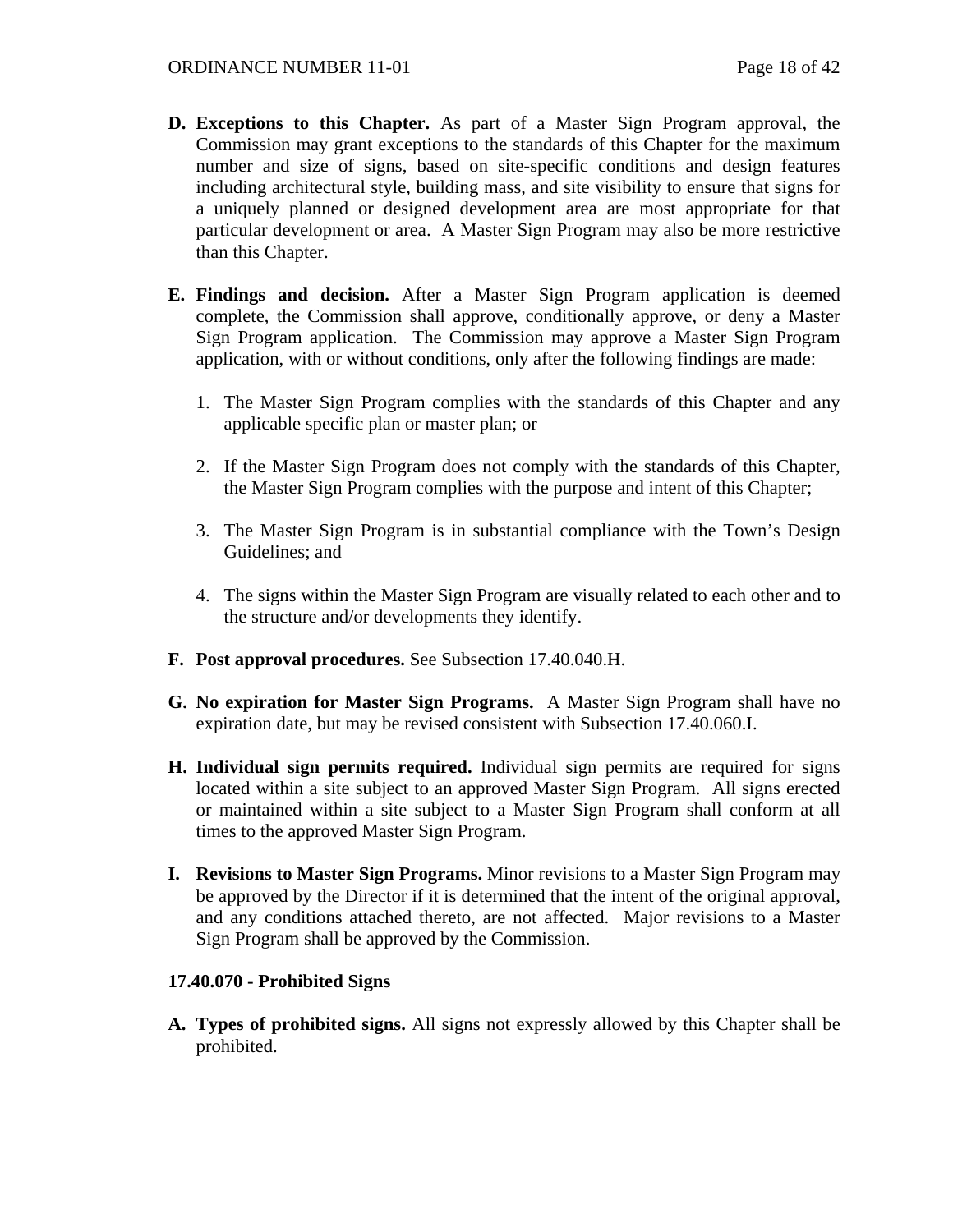**D. Exceptions to this Chapter.** As part of a Master Sign Program approval, the Commission may grant exceptions to the standards of this Chapter for the maximum number and size of signs, based on site-specific conditions and design features including architectural style, building mass, and site visibility to ensure that signs for a uniquely planned or designed development area are most appropriate for that particular development or area. A Master Sign Program may also be more restrictive than this Chapter.

**E. Findings and decision.** After a Master Sign Program application is deemed complete, the Commission shall approve, conditionally approve, or deny a Master Sign Program application. The Commission may approve a Master Sign Program application, with or without conditions, only after the following findings are made:

1. The Master Sign Program complies with the standards of this Chapter and any applicable specific plan or master plan; or

2. If the Master Sign Program does not comply with the standards of this Chapter, the Master Sign Program complies with the purpose and intent of this Chapter;

3. The Master Sign Program is in substantial compliance with the Town's Design Guidelines; and

4. The signs within the Master Sign Program are visually related to each other and to the structure and/or developments they identify.

**F. Post approval procedures.** See Subsection 17.40.040.H.

**G. No expiration for Master Sign Programs.** A Master Sign Program shall have no expiration date, but may be revised consistent with Subsection 17.40.060.I.

**H. Individual sign permits required.** Individual sign permits are required for signs located within a site subject to an approved Master Sign Program. All signs erected or maintained within a site subject to a Master Sign Program shall conform at all times to the approved Master Sign Program.

**I. Revisions to Master Sign Programs.** Minor revisions to a Master Sign Program may be approved by the Director if it is determined that the intent of the original approval, and any conditions attached thereto, are not affected. Major revisions to a Master Sign Program shall be approved by the Commission.

**17.40.070 - Prohibited Signs**

**A. Types of prohibited signs.** All signs not expressly allowed by this Chapter shall be prohibited.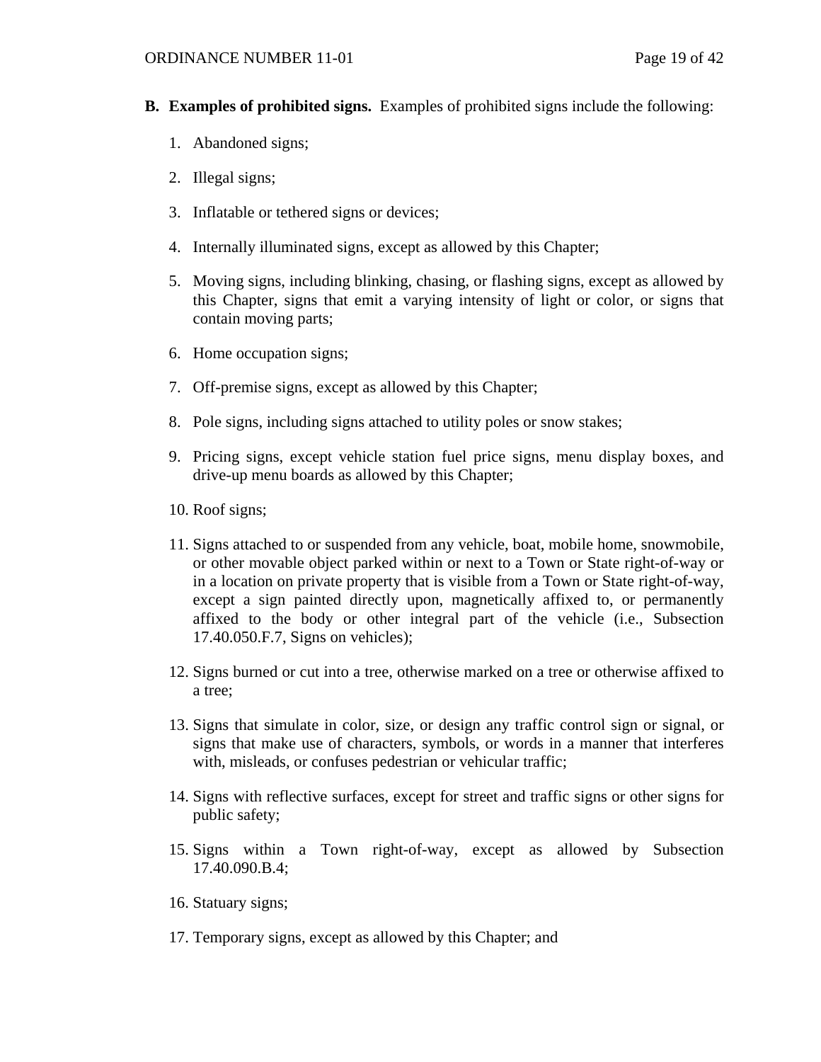**B. Examples of prohibited signs.** Examples of prohibited signs include the following:

1. Abandoned signs;
2. Illegal signs;
3. Inflatable or tethered signs or devices;
4. Internally illuminated signs, except as allowed by this Chapter;
5. Moving signs, including blinking, chasing, or flashing signs, except as allowed by this Chapter, signs that emit a varying intensity of light or color, or signs that contain moving parts;
6. Home occupation signs;
7. Off-premise signs, except as allowed by this Chapter;
8. Pole signs, including signs attached to utility poles or snow stakes;
9. Pricing signs, except vehicle station fuel price signs, menu display boxes, and drive-up menu boards as allowed by this Chapter;
10. Roof signs;
11. Signs attached to or suspended from any vehicle, boat, mobile home, snowmobile, or other movable object parked within or next to a Town or State right-of-way or in a location on private property that is visible from a Town or State right-of-way, except a sign painted directly upon, magnetically affixed to, or permanently affixed to the body or other integral part of the vehicle (i.e., Subsection 17.40.050.F.7, Signs on vehicles);
12. Signs burned or cut into a tree, otherwise marked on a tree or otherwise affixed to a tree;
13. Signs that simulate in color, size, or design any traffic control sign or signal, or signs that make use of characters, symbols, or words in a manner that interferes with, misleads, or confuses pedestrian or vehicular traffic;
14. Signs with reflective surfaces, except for street and traffic signs or other signs for public safety;
15. Signs within a Town right-of-way, except as allowed by Subsection 17.40.090.B.4;
16. Statuary signs;
17. Temporary signs, except as allowed by this Chapter; and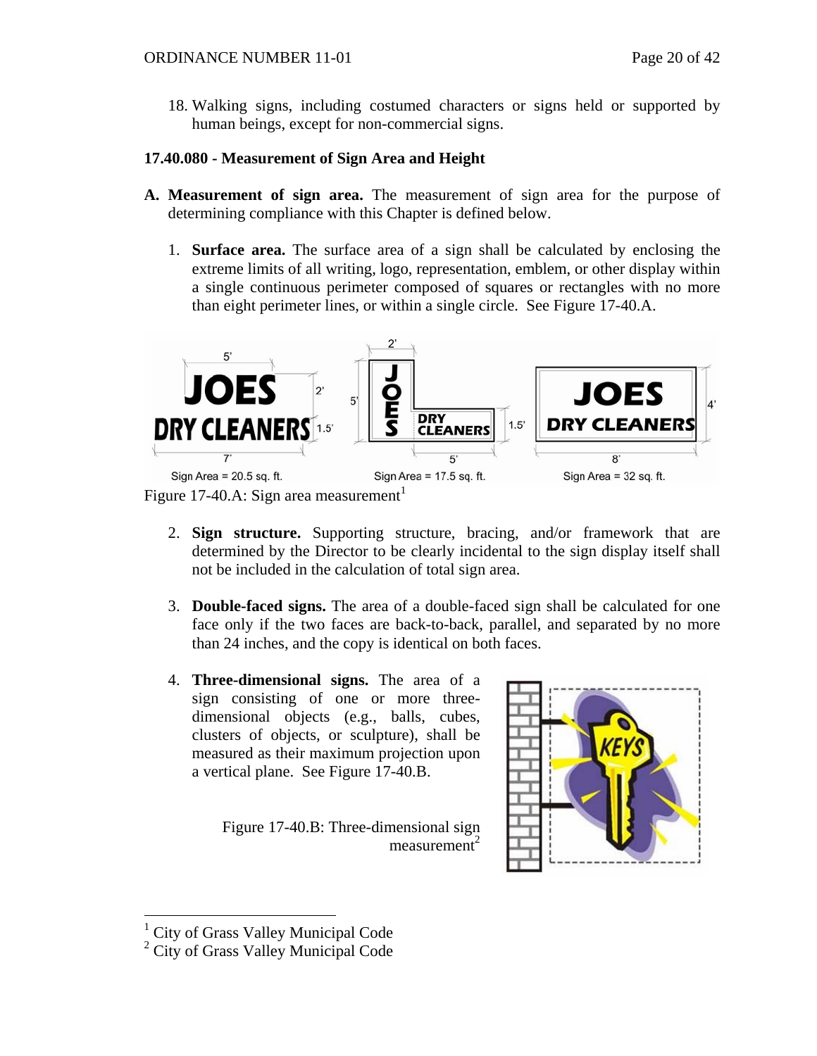18. Walking signs, including costumed characters or signs held or supported by human beings, except for non-commercial signs.

**17.40.080 - Measurement of Sign Area and Height**

**A. Measurement of sign area.** The measurement of sign area for the purpose of determining compliance with this Chapter is defined below.

1. **Surface area.** The surface area of a sign shall be calculated by enclosing the extreme limits of all writing, logo, representation, emblem, or other display within a single continuous perimeter composed of squares or rectangles with no more than eight perimeter lines, or within a single circle. See Figure 17-40.A.

Figure 17-40.A: Sign area measurement[1]

2. **Sign structure.** Supporting structure, bracing, and/or framework that are determined by the Director to be clearly incidental to the sign display itself shall not be included in the calculation of total sign area.

3. **Double-faced signs.** The area of a double-faced sign shall be calculated for one face only if the two faces are back-to-back, parallel, and separated by no more than 24 inches, and the copy is identical on both faces.

4. **Three-dimensional signs.** The area of a sign consisting of one or more three-dimensional objects (e.g., balls, cubes, clusters of objects, or sculpture), shall be measured as their maximum projection upon a vertical plane. See Figure 17-40.B.

Figure 17-40.B: Three-dimensional sign measurement[2]

[1] City of Grass Valley Municipal Code
[2] City of Grass Valley Municipal Code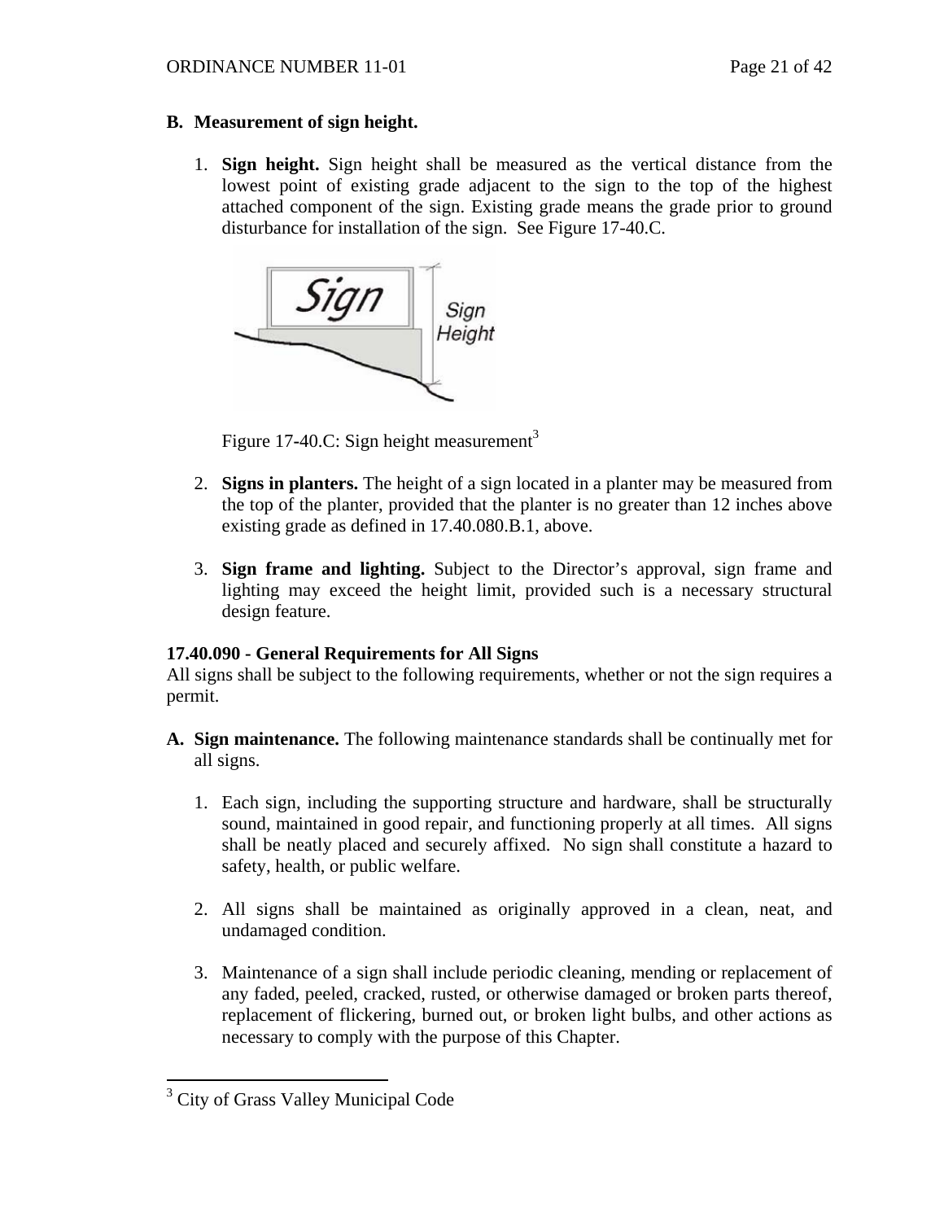**B. Measurement of sign height.**

1. **Sign height.** Sign height shall be measured as the vertical distance from the lowest point of existing grade adjacent to the sign to the top of the highest attached component of the sign. Existing grade means the grade prior to ground disturbance for installation of the sign. See Figure 17-40.C.

   Figure 17-40.C: Sign height measurement[3]

2. **Signs in planters.** The height of a sign located in a planter may be measured from the top of the planter, provided that the planter is no greater than 12 inches above existing grade as defined in 17.40.080.B.1, above.

3. **Sign frame and lighting.** Subject to the Director's approval, sign frame and lighting may exceed the height limit, provided such is a necessary structural design feature.

**17.40.090 - General Requirements for All Signs**

All signs shall be subject to the following requirements, whether or not the sign requires a permit.

**A. Sign maintenance.** The following maintenance standards shall be continually met for all signs.

1. Each sign, including the supporting structure and hardware, shall be structurally sound, maintained in good repair, and functioning properly at all times. All signs shall be neatly placed and securely affixed. No sign shall constitute a hazard to safety, health, or public welfare.

2. All signs shall be maintained as originally approved in a clean, neat, and undamaged condition.

3. Maintenance of a sign shall include periodic cleaning, mending or replacement of any faded, peeled, cracked, rusted, or otherwise damaged or broken parts thereof, replacement of flickering, burned out, or broken light bulbs, and other actions as necessary to comply with the purpose of this Chapter.

---

[3] City of Grass Valley Municipal Code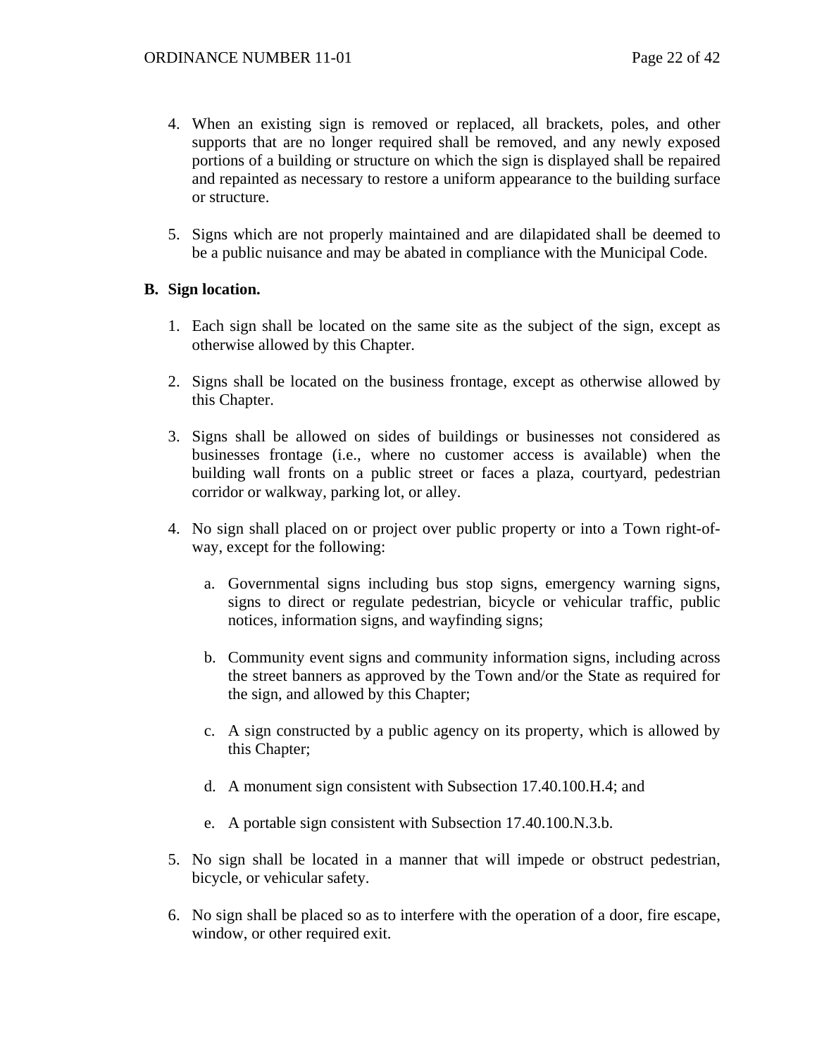4. When an existing sign is removed or replaced, all brackets, poles, and other supports that are no longer required shall be removed, and any newly exposed portions of a building or structure on which the sign is displayed shall be repaired and repainted as necessary to restore a uniform appearance to the building surface or structure.

5. Signs which are not properly maintained and are dilapidated shall be deemed to be a public nuisance and may be abated in compliance with the Municipal Code.

**B. Sign location.**

1. Each sign shall be located on the same site as the subject of the sign, except as otherwise allowed by this Chapter.

2. Signs shall be located on the business frontage, except as otherwise allowed by this Chapter.

3. Signs shall be allowed on sides of buildings or businesses not considered as businesses frontage (i.e., where no customer access is available) when the building wall fronts on a public street or faces a plaza, courtyard, pedestrian corridor or walkway, parking lot, or alley.

4. No sign shall placed on or project over public property or into a Town right-of-way, except for the following:

   a. Governmental signs including bus stop signs, emergency warning signs, signs to direct or regulate pedestrian, bicycle or vehicular traffic, public notices, information signs, and wayfinding signs;

   b. Community event signs and community information signs, including across the street banners as approved by the Town and/or the State as required for the sign, and allowed by this Chapter;

   c. A sign constructed by a public agency on its property, which is allowed by this Chapter;

   d. A monument sign consistent with Subsection 17.40.100.H.4; and

   e. A portable sign consistent with Subsection 17.40.100.N.3.b.

5. No sign shall be located in a manner that will impede or obstruct pedestrian, bicycle, or vehicular safety.

6. No sign shall be placed so as to interfere with the operation of a door, fire escape, window, or other required exit.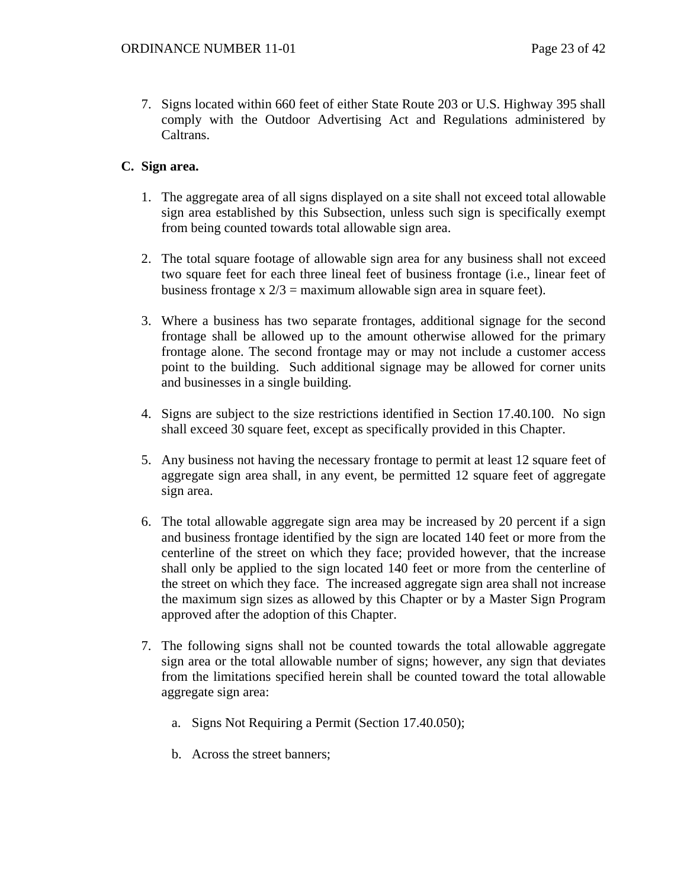7. Signs located within 660 feet of either State Route 203 or U.S. Highway 395 shall comply with the Outdoor Advertising Act and Regulations administered by Caltrans.

**C. Sign area.**

1. The aggregate area of all signs displayed on a site shall not exceed total allowable sign area established by this Subsection, unless such sign is specifically exempt from being counted towards total allowable sign area.

2. The total square footage of allowable sign area for any business shall not exceed two square feet for each three lineal feet of business frontage (i.e., linear feet of business frontage x 2/3 = maximum allowable sign area in square feet).

3. Where a business has two separate frontages, additional signage for the second frontage shall be allowed up to the amount otherwise allowed for the primary frontage alone. The second frontage may or may not include a customer access point to the building. Such additional signage may be allowed for corner units and businesses in a single building.

4. Signs are subject to the size restrictions identified in Section 17.40.100. No sign shall exceed 30 square feet, except as specifically provided in this Chapter.

5. Any business not having the necessary frontage to permit at least 12 square feet of aggregate sign area shall, in any event, be permitted 12 square feet of aggregate sign area.

6. The total allowable aggregate sign area may be increased by 20 percent if a sign and business frontage identified by the sign are located 140 feet or more from the centerline of the street on which they face; provided however, that the increase shall only be applied to the sign located 140 feet or more from the centerline of the street on which they face. The increased aggregate sign area shall not increase the maximum sign sizes as allowed by this Chapter or by a Master Sign Program approved after the adoption of this Chapter.

7. The following signs shall not be counted towards the total allowable aggregate sign area or the total allowable number of signs; however, any sign that deviates from the limitations specified herein shall be counted toward the total allowable aggregate sign area:

   a. Signs Not Requiring a Permit (Section 17.40.050);

   b. Across the street banners;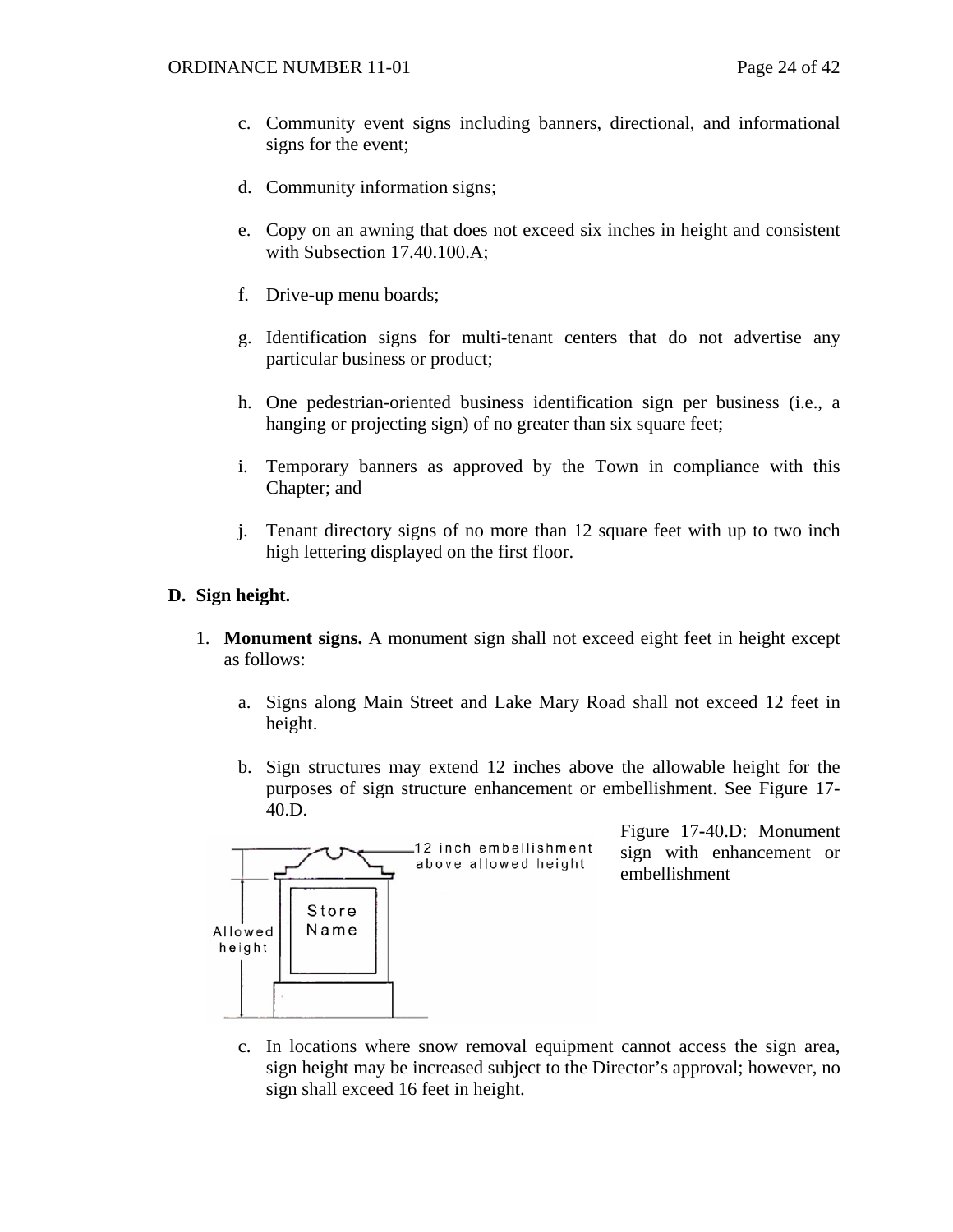c. Community event signs including banners, directional, and informational signs for the event;

d. Community information signs;

e. Copy on an awning that does not exceed six inches in height and consistent with Subsection 17.40.100.A;

f. Drive-up menu boards;

g. Identification signs for multi-tenant centers that do not advertise any particular business or product;

h. One pedestrian-oriented business identification sign per business (i.e., a hanging or projecting sign) of no greater than six square feet;

i. Temporary banners as approved by the Town in compliance with this Chapter; and

j. Tenant directory signs of no more than 12 square feet with up to two inch high lettering displayed on the first floor.

**D. Sign height.**

1. **Monument signs.** A monument sign shall not exceed eight feet in height except as follows:

   a. Signs along Main Street and Lake Mary Road shall not exceed 12 feet in height.

   b. Sign structures may extend 12 inches above the allowable height for the purposes of sign structure enhancement or embellishment. See Figure 17-40.D.

   Figure 17-40.D: Monument sign with enhancement or embellishment

   c. In locations where snow removal equipment cannot access the sign area, sign height may be increased subject to the Director's approval; however, no sign shall exceed 16 feet in height.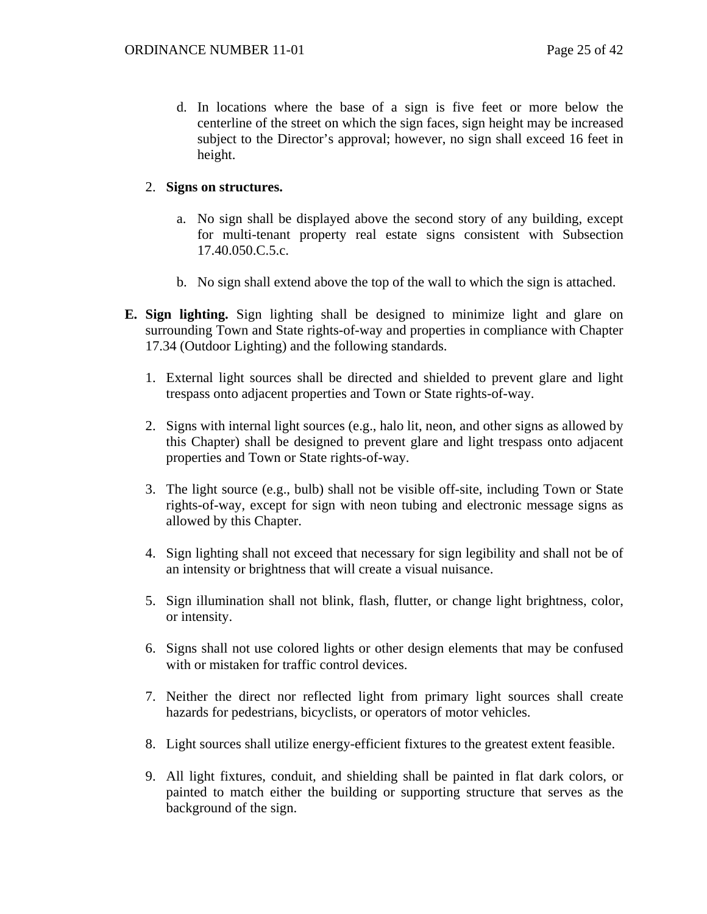d. In locations where the base of a sign is five feet or more below the centerline of the street on which the sign faces, sign height may be increased subject to the Director's approval; however, no sign shall exceed 16 feet in height.

2. **Signs on structures.**

   a. No sign shall be displayed above the second story of any building, except for multi-tenant property real estate signs consistent with Subsection 17.40.050.C.5.c.

   b. No sign shall extend above the top of the wall to which the sign is attached.

**E. Sign lighting.** Sign lighting shall be designed to minimize light and glare on surrounding Town and State rights-of-way and properties in compliance with Chapter 17.34 (Outdoor Lighting) and the following standards.

1. External light sources shall be directed and shielded to prevent glare and light trespass onto adjacent properties and Town or State rights-of-way.

2. Signs with internal light sources (e.g., halo lit, neon, and other signs as allowed by this Chapter) shall be designed to prevent glare and light trespass onto adjacent properties and Town or State rights-of-way.

3. The light source (e.g., bulb) shall not be visible off-site, including Town or State rights-of-way, except for sign with neon tubing and electronic message signs as allowed by this Chapter.

4. Sign lighting shall not exceed that necessary for sign legibility and shall not be of an intensity or brightness that will create a visual nuisance.

5. Sign illumination shall not blink, flash, flutter, or change light brightness, color, or intensity.

6. Signs shall not use colored lights or other design elements that may be confused with or mistaken for traffic control devices.

7. Neither the direct nor reflected light from primary light sources shall create hazards for pedestrians, bicyclists, or operators of motor vehicles.

8. Light sources shall utilize energy-efficient fixtures to the greatest extent feasible.

9. All light fixtures, conduit, and shielding shall be painted in flat dark colors, or painted to match either the building or supporting structure that serves as the background of the sign.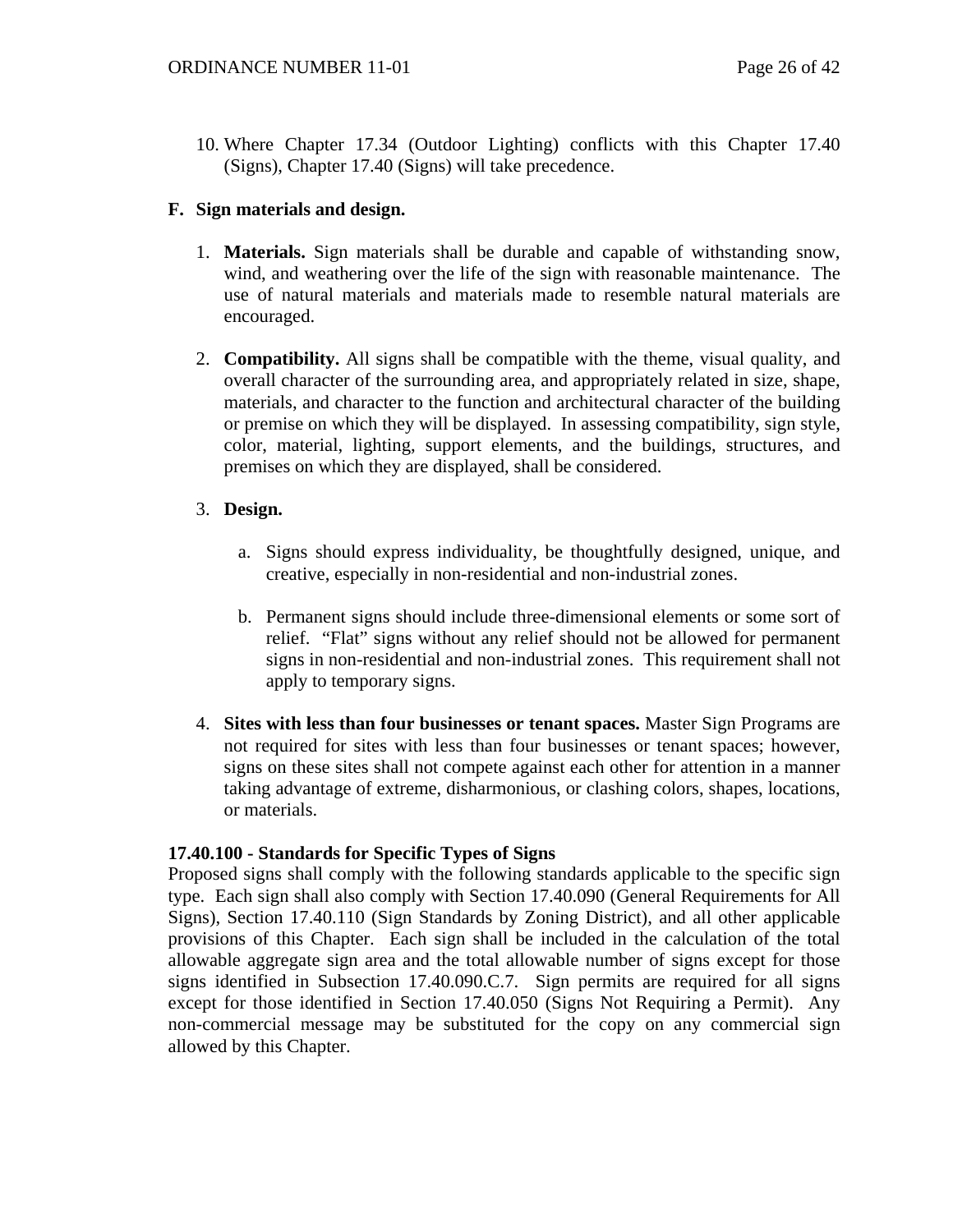10. Where Chapter 17.34 (Outdoor Lighting) conflicts with this Chapter 17.40 (Signs), Chapter 17.40 (Signs) will take precedence.

**F. Sign materials and design.**

1. **Materials.** Sign materials shall be durable and capable of withstanding snow, wind, and weathering over the life of the sign with reasonable maintenance. The use of natural materials and materials made to resemble natural materials are encouraged.

2. **Compatibility.** All signs shall be compatible with the theme, visual quality, and overall character of the surrounding area, and appropriately related in size, shape, materials, and character to the function and architectural character of the building or premise on which they will be displayed. In assessing compatibility, sign style, color, material, lighting, support elements, and the buildings, structures, and premises on which they are displayed, shall be considered.

3. **Design.**

   a. Signs should express individuality, be thoughtfully designed, unique, and creative, especially in non-residential and non-industrial zones.

   b. Permanent signs should include three-dimensional elements or some sort of relief. "Flat" signs without any relief should not be allowed for permanent signs in non-residential and non-industrial zones. This requirement shall not apply to temporary signs.

4. **Sites with less than four businesses or tenant spaces.** Master Sign Programs are not required for sites with less than four businesses or tenant spaces; however, signs on these sites shall not compete against each other for attention in a manner taking advantage of extreme, disharmonious, or clashing colors, shapes, locations, or materials.

**17.40.100 - Standards for Specific Types of Signs**

Proposed signs shall comply with the following standards applicable to the specific sign type. Each sign shall also comply with Section 17.40.090 (General Requirements for All Signs), Section 17.40.110 (Sign Standards by Zoning District), and all other applicable provisions of this Chapter. Each sign shall be included in the calculation of the total allowable aggregate sign area and the total allowable number of signs except for those signs identified in Subsection 17.40.090.C.7. Sign permits are required for all signs except for those identified in Section 17.40.050 (Signs Not Requiring a Permit). Any non-commercial message may be substituted for the copy on any commercial sign allowed by this Chapter.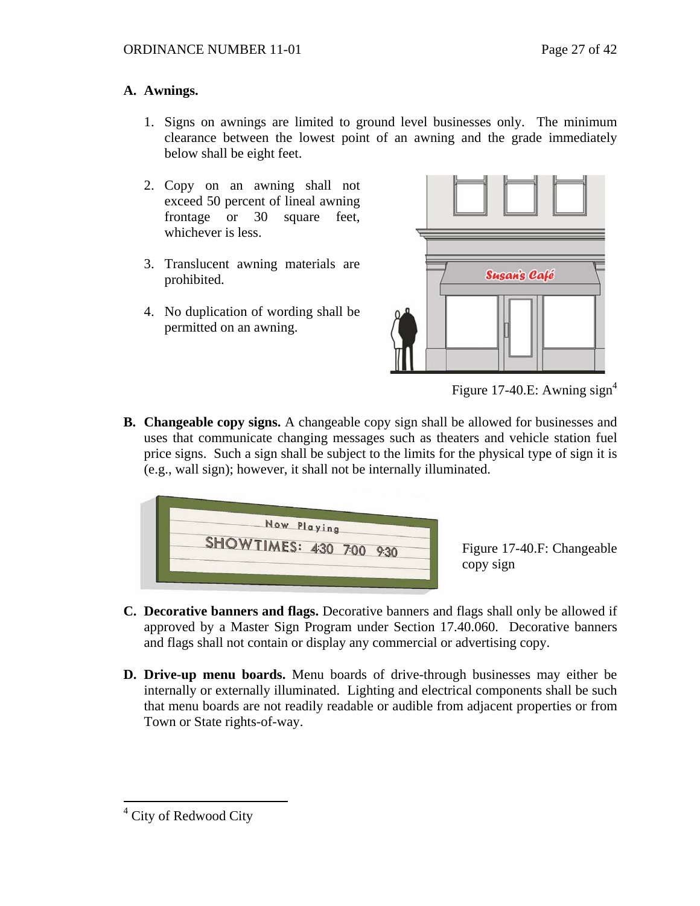**A. Awnings.**

1. Signs on awnings are limited to ground level businesses only. The minimum clearance between the lowest point of an awning and the grade immediately below shall be eight feet.

2. Copy on an awning shall not exceed 50 percent of lineal awning frontage or 30 square feet, whichever is less.

3. Translucent awning materials are prohibited.

4. No duplication of wording shall be permitted on an awning.

Figure 17-40.E: Awning sign[4]

**B. Changeable copy signs.** A changeable copy sign shall be allowed for businesses and uses that communicate changing messages such as theaters and vehicle station fuel price signs. Such a sign shall be subject to the limits for the physical type of sign it is (e.g., wall sign); however, it shall not be internally illuminated.

Figure 17-40.F: Changeable copy sign

**C. Decorative banners and flags.** Decorative banners and flags shall only be allowed if approved by a Master Sign Program under Section 17.40.060. Decorative banners and flags shall not contain or display any commercial or advertising copy.

**D. Drive-up menu boards.** Menu boards of drive-through businesses may either be internally or externally illuminated. Lighting and electrical components shall be such that menu boards are not readily readable or audible from adjacent properties or from Town or State rights-of-way.

---

[4] City of Redwood City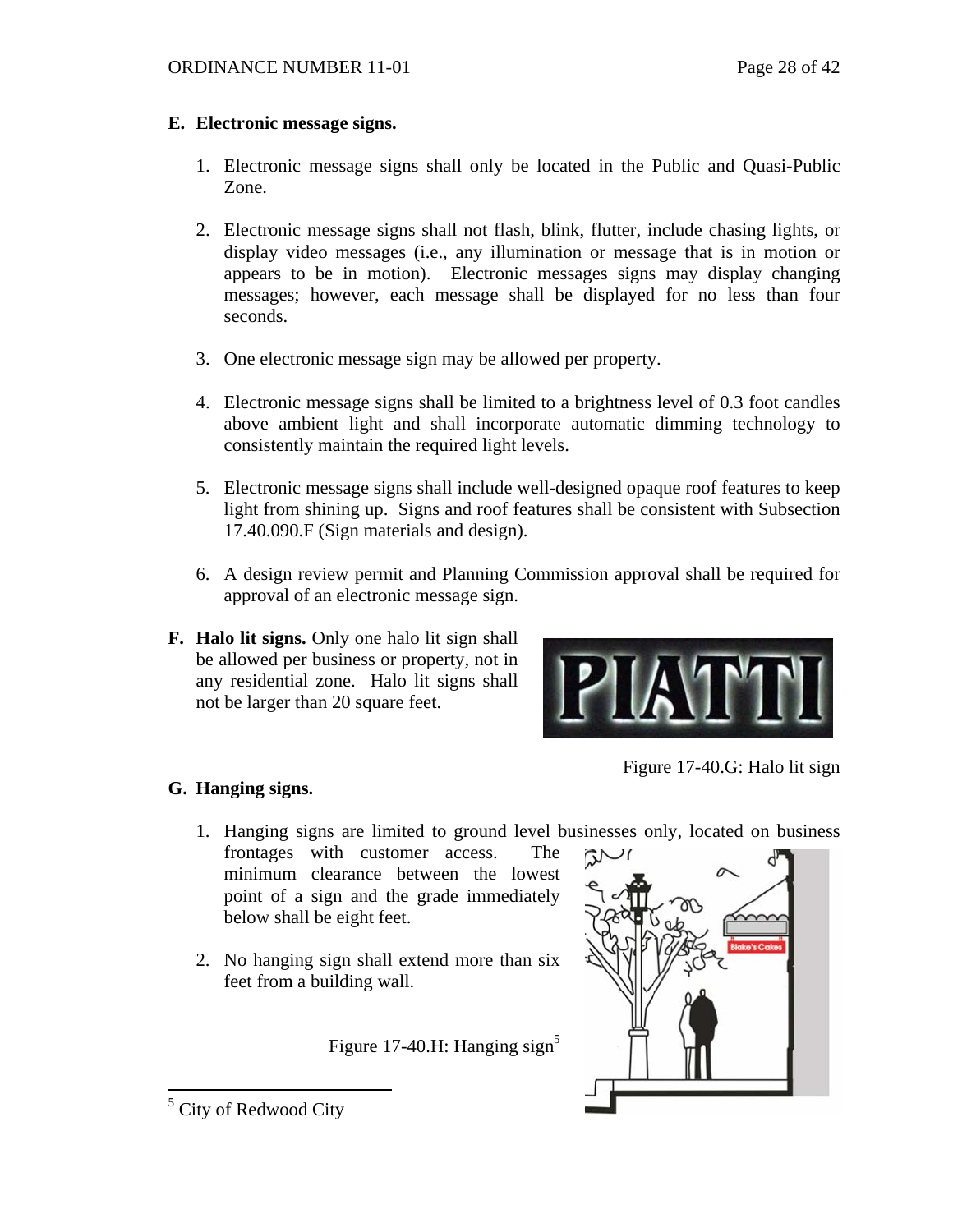**E. Electronic message signs.**

1. Electronic message signs shall only be located in the Public and Quasi-Public Zone.

2. Electronic message signs shall not flash, blink, flutter, include chasing lights, or display video messages (i.e., any illumination or message that is in motion or appears to be in motion). Electronic messages signs may display changing messages; however, each message shall be displayed for no less than four seconds.

3. One electronic message sign may be allowed per property.

4. Electronic message signs shall be limited to a brightness level of 0.3 foot candles above ambient light and shall incorporate automatic dimming technology to consistently maintain the required light levels.

5. Electronic message signs shall include well-designed opaque roof features to keep light from shining up. Signs and roof features shall be consistent with Subsection 17.40.090.F (Sign materials and design).

6. A design review permit and Planning Commission approval shall be required for approval of an electronic message sign.

**F. Halo lit signs.** Only one halo lit sign shall be allowed per business or property, not in any residential zone. Halo lit signs shall not be larger than 20 square feet.

Figure 17-40.G: Halo lit sign

**G. Hanging signs.**

1. Hanging signs are limited to ground level businesses only, located on business frontages with customer access. The minimum clearance between the lowest point of a sign and the grade immediately below shall be eight feet.

2. No hanging sign shall extend more than six feet from a building wall.

Figure 17-40.H: Hanging sign[5]

[5] City of Redwood City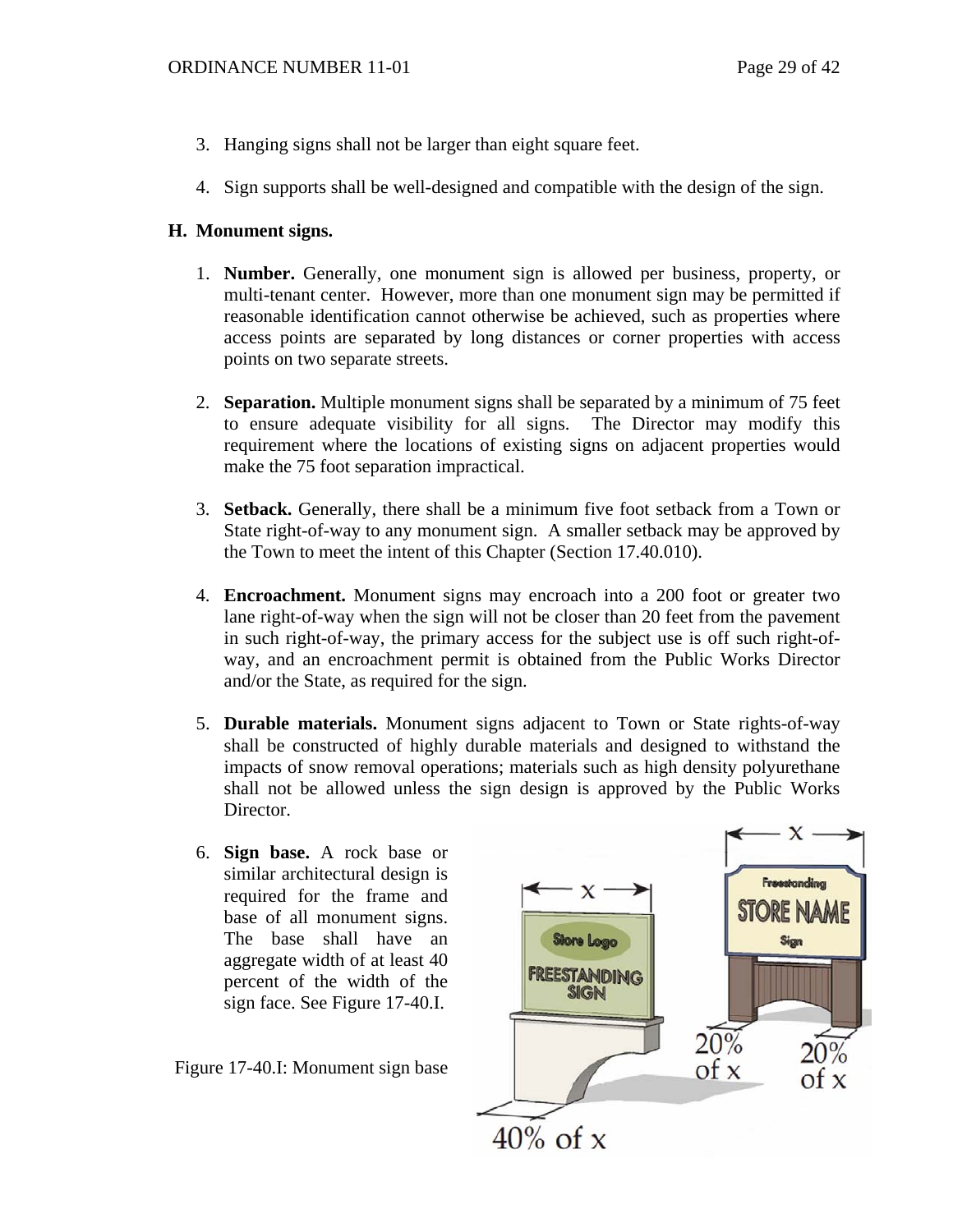3. Hanging signs shall not be larger than eight square feet.

4. Sign supports shall be well-designed and compatible with the design of the sign.

**H. Monument signs.**

1. **Number.** Generally, one monument sign is allowed per business, property, or multi-tenant center. However, more than one monument sign may be permitted if reasonable identification cannot otherwise be achieved, such as properties where access points are separated by long distances or corner properties with access points on two separate streets.

2. **Separation.** Multiple monument signs shall be separated by a minimum of 75 feet to ensure adequate visibility for all signs. The Director may modify this requirement where the locations of existing signs on adjacent properties would make the 75 foot separation impractical.

3. **Setback.** Generally, there shall be a minimum five foot setback from a Town or State right-of-way to any monument sign. A smaller setback may be approved by the Town to meet the intent of this Chapter (Section 17.40.010).

4. **Encroachment.** Monument signs may encroach into a 200 foot or greater two lane right-of-way when the sign will not be closer than 20 feet from the pavement in such right-of-way, the primary access for the subject use is off such right-of-way, and an encroachment permit is obtained from the Public Works Director and/or the State, as required for the sign.

5. **Durable materials.** Monument signs adjacent to Town or State rights-of-way shall be constructed of highly durable materials and designed to withstand the impacts of snow removal operations; materials such as high density polyurethane shall not be allowed unless the sign design is approved by the Public Works Director.

6. **Sign base.** A rock base or similar architectural design is required for the frame and base of all monument signs. The base shall have an aggregate width of at least 40 percent of the width of the sign face. See Figure 17-40.I.

Figure 17-40.I: Monument sign base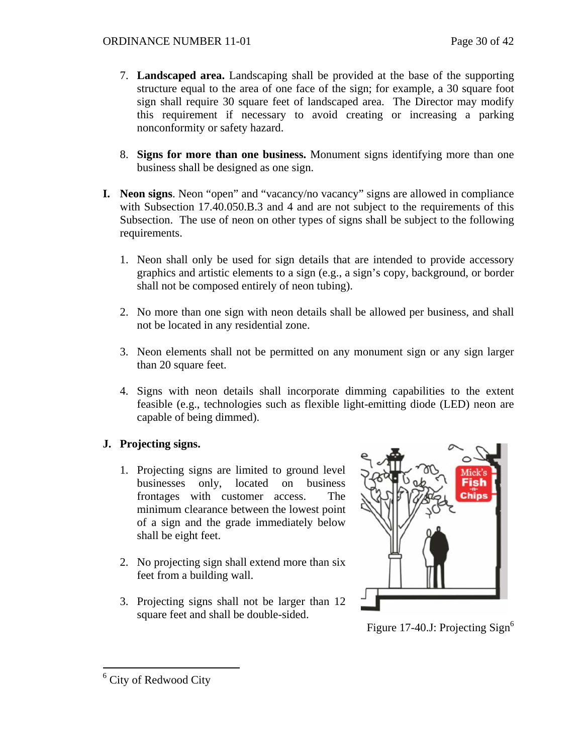7. **Landscaped area.** Landscaping shall be provided at the base of the supporting structure equal to the area of one face of the sign; for example, a 30 square foot sign shall require 30 square feet of landscaped area. The Director may modify this requirement if necessary to avoid creating or increasing a parking nonconformity or safety hazard.

8. **Signs for more than one business.** Monument signs identifying more than one business shall be designed as one sign.

**I. Neon signs**. Neon "open" and "vacancy/no vacancy" signs are allowed in compliance with Subsection 17.40.050.B.3 and 4 and are not subject to the requirements of this Subsection. The use of neon on other types of signs shall be subject to the following requirements.

1. Neon shall only be used for sign details that are intended to provide accessory graphics and artistic elements to a sign (e.g., a sign's copy, background, or border shall not be composed entirely of neon tubing).

2. No more than one sign with neon details shall be allowed per business, and shall not be located in any residential zone.

3. Neon elements shall not be permitted on any monument sign or any sign larger than 20 square feet.

4. Signs with neon details shall incorporate dimming capabilities to the extent feasible (e.g., technologies such as flexible light-emitting diode (LED) neon are capable of being dimmed).

**J. Projecting signs.**

1. Projecting signs are limited to ground level businesses only, located on business frontages with customer access. The minimum clearance between the lowest point of a sign and the grade immediately below shall be eight feet.

2. No projecting sign shall extend more than six feet from a building wall.

3. Projecting signs shall not be larger than 12 square feet and shall be double-sided.

Figure 17-40.J: Projecting Sign[6]

[6] City of Redwood City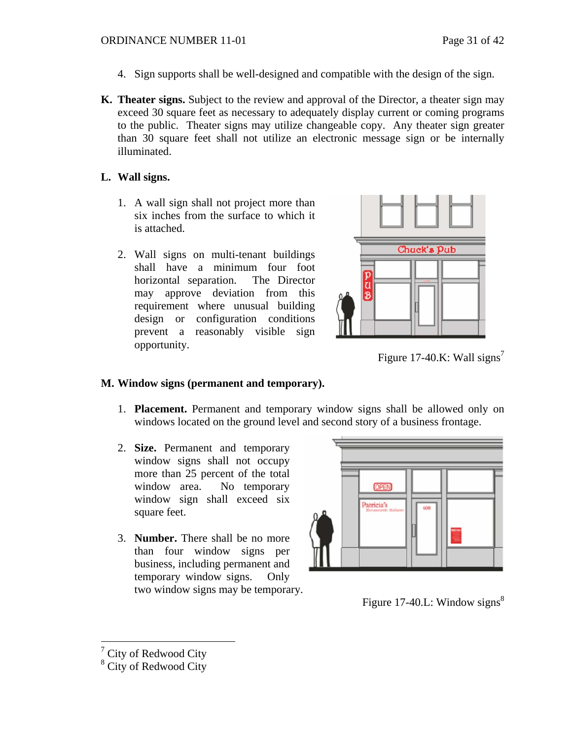4. Sign supports shall be well-designed and compatible with the design of the sign.

**K. Theater signs.** Subject to the review and approval of the Director, a theater sign may exceed 30 square feet as necessary to adequately display current or coming programs to the public. Theater signs may utilize changeable copy. Any theater sign greater than 30 square feet shall not utilize an electronic message sign or be internally illuminated.

**L. Wall signs.**

1. A wall sign shall not project more than six inches from the surface to which it is attached.

2. Wall signs on multi-tenant buildings shall have a minimum four foot horizontal separation. The Director may approve deviation from this requirement where unusual building design or configuration conditions prevent a reasonably visible sign opportunity.

Figure 17-40.K: Wall signs[7]

**M. Window signs (permanent and temporary).**

1. **Placement.** Permanent and temporary window signs shall be allowed only on windows located on the ground level and second story of a business frontage.

2. **Size.** Permanent and temporary window signs shall not occupy more than 25 percent of the total window area. No temporary window sign shall exceed six square feet.

3. **Number.** There shall be no more than four window signs per business, including permanent and temporary window signs. Only two window signs may be temporary.

Figure 17-40.L: Window signs[8]

---

[7] City of Redwood City
[8] City of Redwood City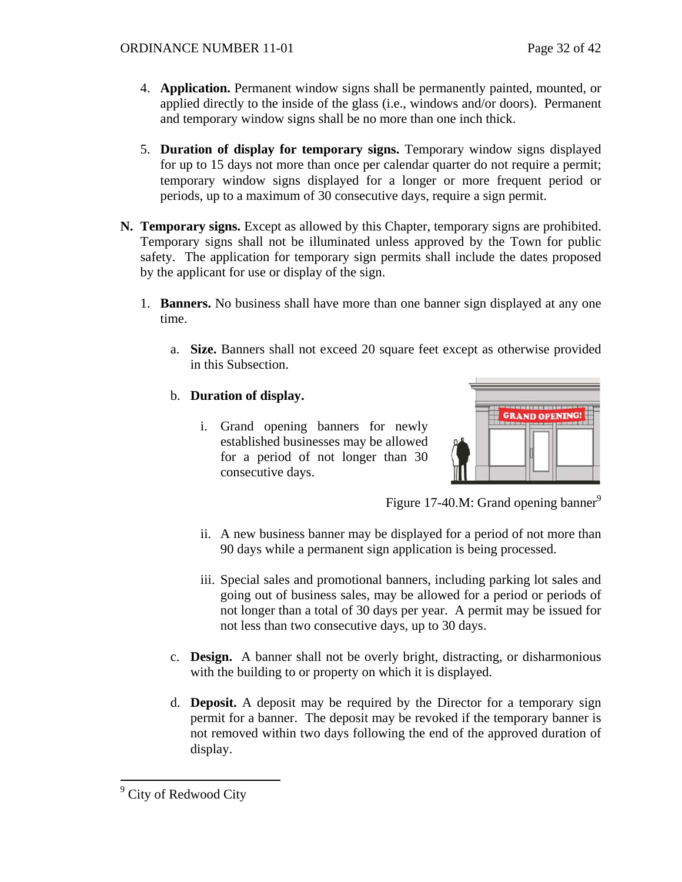4. **Application.** Permanent window signs shall be permanently painted, mounted, or applied directly to the inside of the glass (i.e., windows and/or doors). Permanent and temporary window signs shall be no more than one inch thick.

5. **Duration of display for temporary signs.** Temporary window signs displayed for up to 15 days not more than once per calendar quarter do not require a permit; temporary window signs displayed for a longer or more frequent period or periods, up to a maximum of 30 consecutive days, require a sign permit.

**N. Temporary signs.** Except as allowed by this Chapter, temporary signs are prohibited. Temporary signs shall not be illuminated unless approved by the Town for public safety. The application for temporary sign permits shall include the dates proposed by the applicant for use or display of the sign.

1. **Banners.** No business shall have more than one banner sign displayed at any one time.

   a. **Size.** Banners shall not exceed 20 square feet except as otherwise provided in this Subsection.

   b. **Duration of display.**

      i. Grand opening banners for newly established businesses may be allowed for a period of not longer than 30 consecutive days.

      Figure 17-40.M: Grand opening banner[9]

      ii. A new business banner may be displayed for a period of not more than 90 days while a permanent sign application is being processed.

      iii. Special sales and promotional banners, including parking lot sales and going out of business sales, may be allowed for a period or periods of not longer than a total of 30 days per year. A permit may be issued for not less than two consecutive days, up to 30 days.

   c. **Design.** A banner shall not be overly bright, distracting, or disharmonious with the building to or property on which it is displayed.

   d. **Deposit.** A deposit may be required by the Director for a temporary sign permit for a banner. The deposit may be revoked if the temporary banner is not removed within two days following the end of the approved duration of display.

[9] City of Redwood City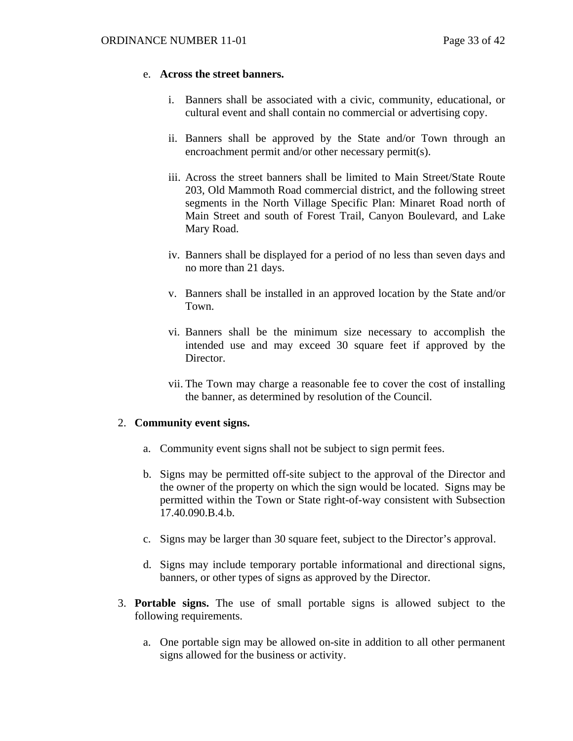e. **Across the street banners.**

   i. Banners shall be associated with a civic, community, educational, or cultural event and shall contain no commercial or advertising copy.

   ii. Banners shall be approved by the State and/or Town through an encroachment permit and/or other necessary permit(s).

   iii. Across the street banners shall be limited to Main Street/State Route 203, Old Mammoth Road commercial district, and the following street segments in the North Village Specific Plan: Minaret Road north of Main Street and south of Forest Trail, Canyon Boulevard, and Lake Mary Road.

   iv. Banners shall be displayed for a period of no less than seven days and no more than 21 days.

   v. Banners shall be installed in an approved location by the State and/or Town.

   vi. Banners shall be the minimum size necessary to accomplish the intended use and may exceed 30 square feet if approved by the Director.

   vii. The Town may charge a reasonable fee to cover the cost of installing the banner, as determined by resolution of the Council.

2. **Community event signs.**

   a. Community event signs shall not be subject to sign permit fees.

   b. Signs may be permitted off-site subject to the approval of the Director and the owner of the property on which the sign would be located. Signs may be permitted within the Town or State right-of-way consistent with Subsection 17.40.090.B.4.b.

   c. Signs may be larger than 30 square feet, subject to the Director's approval.

   d. Signs may include temporary portable informational and directional signs, banners, or other types of signs as approved by the Director.

3. **Portable signs.** The use of small portable signs is allowed subject to the following requirements.

   a. One portable sign may be allowed on-site in addition to all other permanent signs allowed for the business or activity.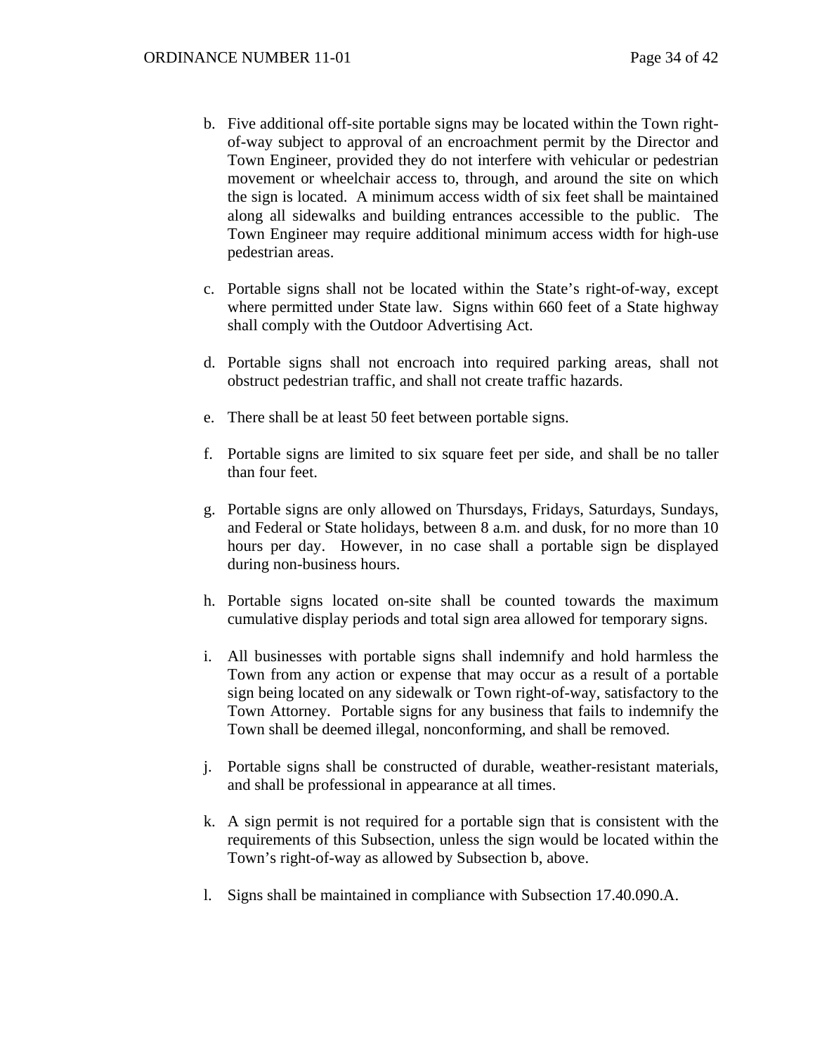b. Five additional off-site portable signs may be located within the Town right-of-way subject to approval of an encroachment permit by the Director and Town Engineer, provided they do not interfere with vehicular or pedestrian movement or wheelchair access to, through, and around the site on which the sign is located. A minimum access width of six feet shall be maintained along all sidewalks and building entrances accessible to the public. The Town Engineer may require additional minimum access width for high-use pedestrian areas.

c. Portable signs shall not be located within the State's right-of-way, except where permitted under State law. Signs within 660 feet of a State highway shall comply with the Outdoor Advertising Act.

d. Portable signs shall not encroach into required parking areas, shall not obstruct pedestrian traffic, and shall not create traffic hazards.

e. There shall be at least 50 feet between portable signs.

f. Portable signs are limited to six square feet per side, and shall be no taller than four feet.

g. Portable signs are only allowed on Thursdays, Fridays, Saturdays, Sundays, and Federal or State holidays, between 8 a.m. and dusk, for no more than 10 hours per day. However, in no case shall a portable sign be displayed during non-business hours.

h. Portable signs located on-site shall be counted towards the maximum cumulative display periods and total sign area allowed for temporary signs.

i. All businesses with portable signs shall indemnify and hold harmless the Town from any action or expense that may occur as a result of a portable sign being located on any sidewalk or Town right-of-way, satisfactory to the Town Attorney. Portable signs for any business that fails to indemnify the Town shall be deemed illegal, nonconforming, and shall be removed.

j. Portable signs shall be constructed of durable, weather-resistant materials, and shall be professional in appearance at all times.

k. A sign permit is not required for a portable sign that is consistent with the requirements of this Subsection, unless the sign would be located within the Town's right-of-way as allowed by Subsection b, above.

l. Signs shall be maintained in compliance with Subsection 17.40.090.A.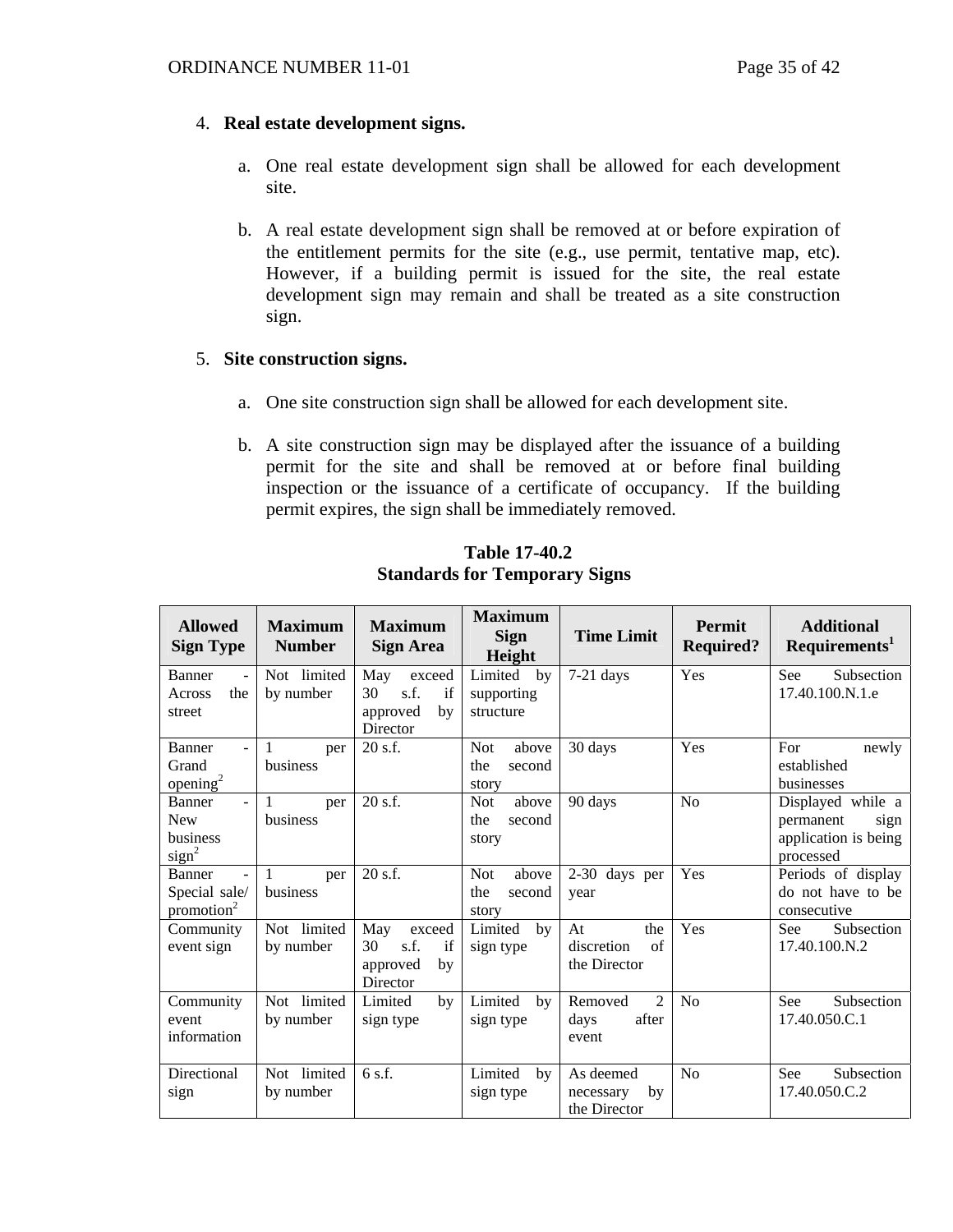4. **Real estate development signs.**

   a. One real estate development sign shall be allowed for each development site.

   b. A real estate development sign shall be removed at or before expiration of the entitlement permits for the site (e.g., use permit, tentative map, etc). However, if a building permit is issued for the site, the real estate development sign may remain and shall be treated as a site construction sign.

5. **Site construction signs.**

   a. One site construction sign shall be allowed for each development site.

   b. A site construction sign may be displayed after the issuance of a building permit for the site and shall be removed at or before final building inspection or the issuance of a certificate of occupancy. If the building permit expires, the sign shall be immediately removed.

**Table 17-40.2**
**Standards for Temporary Signs**

| Allowed Sign Type | Maximum Number | Maximum Sign Area | Maximum Sign Height | Time Limit | Permit Required? | Additional Requirements[1] |
|---|---|---|---|---|---|---|
| Banner - Across the street | Not limited by number | May exceed 30 s.f. if approved by Director | Limited by supporting structure | 7-21 days | Yes | See Subsection 17.40.100.N.1.e |
| Banner - Grand opening[2] | 1 per business | 20 s.f. | Not above the second story | 30 days | Yes | For newly established businesses |
| Banner - New business sign[2] | 1 per business | 20 s.f. | Not above the second story | 90 days | No | Displayed while a permanent sign application is being processed |
| Banner - Special sale/ promotion[2] | 1 per business | 20 s.f. | Not above the second story | 2-30 days per year | Yes | Periods of display do not have to be consecutive |
| Community event sign | Not limited by number | May exceed 30 s.f. if approved by Director | Limited by sign type | At the discretion of the Director | Yes | See Subsection 17.40.100.N.2 |
| Community event information | Not limited by number | Limited by sign type | Limited by sign type | Removed 2 days after event | No | See Subsection 17.40.050.C.1 |
| Directional sign | Not limited by number | 6 s.f. | Limited by sign type | As deemed necessary by the Director | No | See Subsection 17.40.050.C.2 |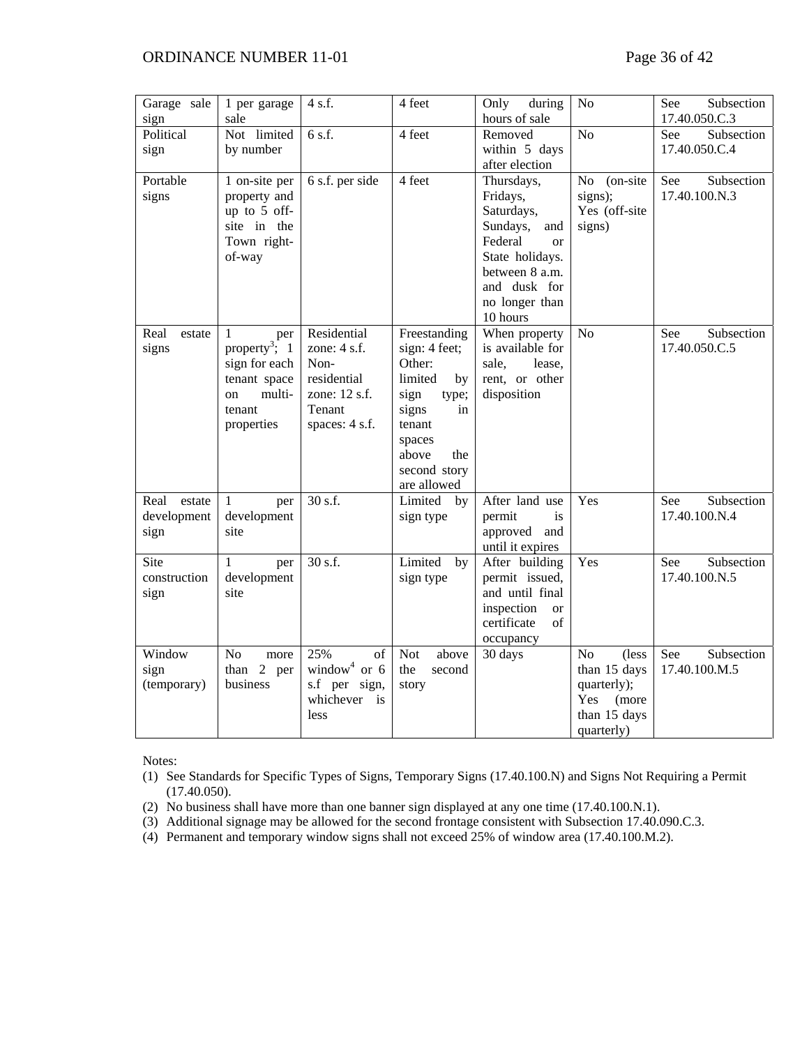| Garage sale sign | 1 per garage sale | 4 s.f. | 4 feet | Only during hours of sale | No | See Subsection 17.40.050.C.3 |
|---|---|---|---|---|---|---|
| Political sign | Not limited by number | 6 s.f. | 4 feet | Removed within 5 days after election | No | See Subsection 17.40.050.C.4 |
| Portable signs | 1 on-site per property and up to 5 off-site in the Town right-of-way | 6 s.f. per side | 4 feet | Thursdays, Fridays, Saturdays, Sundays, and Federal or State holidays. between 8 a.m. and dusk for no longer than 10 hours | No (on-site signs); Yes (off-site signs) | See Subsection 17.40.100.N.3 |
| Real estate signs | 1 per property[3]; 1 sign for each tenant space on multi-tenant properties | Residential zone: 4 s.f. Non-residential zone: 12 s.f. Tenant spaces: 4 s.f. | Freestanding sign: 4 feet; Other: limited by sign type; signs in tenant spaces above the second story are allowed | When property is available for sale, lease, rent, or other disposition | No | See Subsection 17.40.050.C.5 |
| Real estate development sign | 1 per development site | 30 s.f. | Limited by sign type | After land use permit is approved and until it expires | Yes | See Subsection 17.40.100.N.4 |
| Site construction sign | 1 per development site | 30 s.f. | Limited by sign type | After building permit issued, and until final inspection or certificate of occupancy | Yes | See Subsection 17.40.100.N.5 |
| Window sign (temporary) | No more than 2 per business | 25% of window[4] or 6 s.f per sign, whichever is less | Not above the second story | 30 days | No (less than 15 days quarterly); Yes (more than 15 days quarterly) | See Subsection 17.40.100.M.5 |

Notes:

(1) See Standards for Specific Types of Signs, Temporary Signs (17.40.100.N) and Signs Not Requiring a Permit (17.40.050).

(2) No business shall have more than one banner sign displayed at any one time (17.40.100.N.1).

(3) Additional signage may be allowed for the second frontage consistent with Subsection 17.40.090.C.3.

(4) Permanent and temporary window signs shall not exceed 25% of window area (17.40.100.M.2).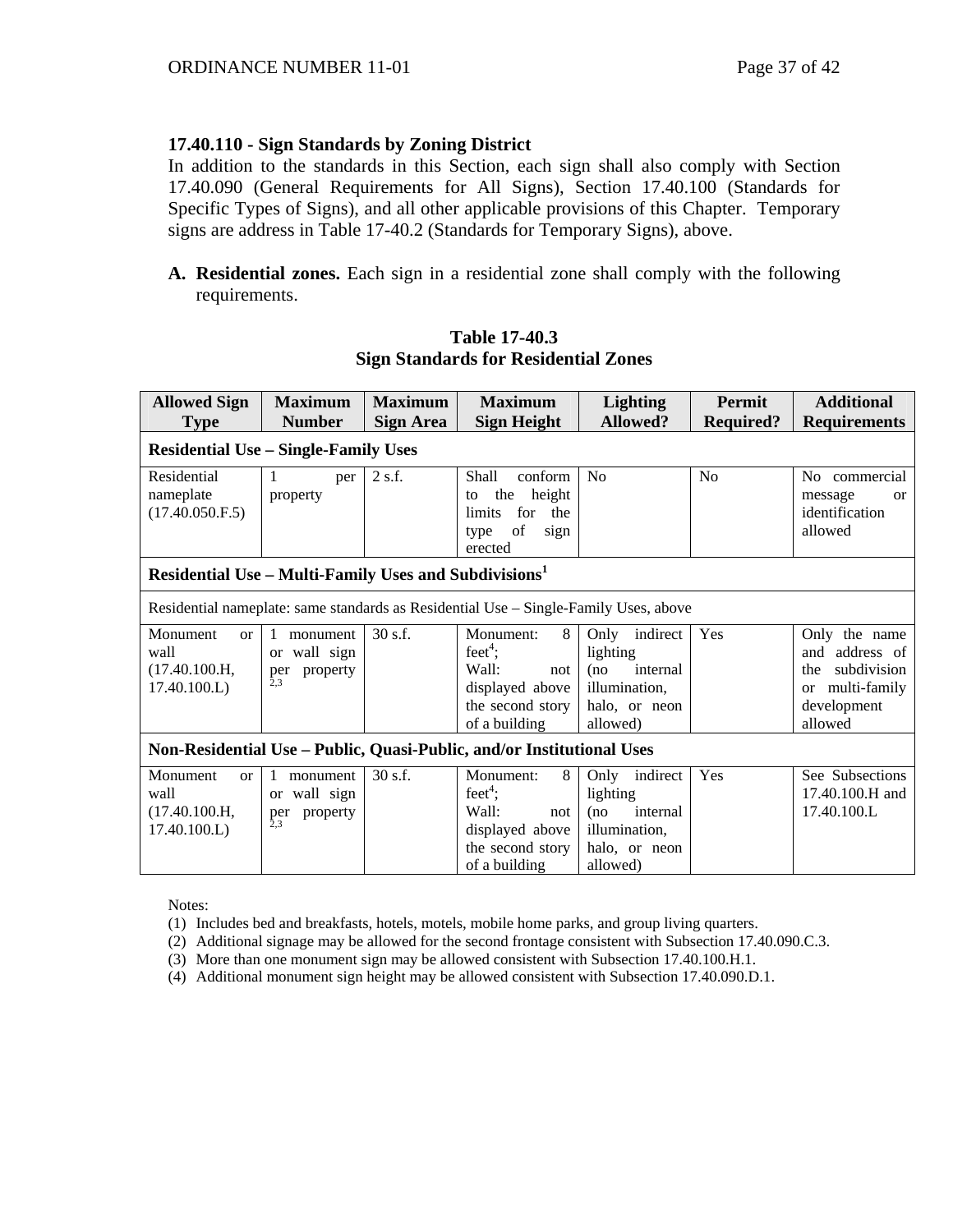**17.40.110 - Sign Standards by Zoning District**

In addition to the standards in this Section, each sign shall also comply with Section 17.40.090 (General Requirements for All Signs), Section 17.40.100 (Standards for Specific Types of Signs), and all other applicable provisions of this Chapter. Temporary signs are address in Table 17-40.2 (Standards for Temporary Signs), above.

A. **Residential zones.** Each sign in a residential zone shall comply with the following requirements.

**Table 17-40.3**
**Sign Standards for Residential Zones**

| Allowed Sign Type | Maximum Number | Maximum Sign Area | Maximum Sign Height | Lighting Allowed? | Permit Required? | Additional Requirements |
|---|---|---|---|---|---|---|
| **Residential Use – Single-Family Uses** | | | | | | |
| Residential nameplate (17.40.050.F.5) | 1 per property | 2 s.f. | Shall conform to the height limits for the type of sign erected | No | No | No commercial message or identification allowed |
| **Residential Use – Multi-Family Uses and Subdivisions**[1] | | | | | | |
| Residential nameplate: same standards as Residential Use – Single-Family Uses, above | | | | | | |
| Monument or wall (17.40.100.H, 17.40.100.L) | 1 monument or wall sign per property[2,3] | 30 s.f. | Monument: 8 feet[4]; Wall: not displayed above the second story of a building | Only indirect lighting (no internal illumination, halo, or neon allowed) | Yes | Only the name and address of the subdivision or multi-family development allowed |
| **Non-Residential Use – Public, Quasi-Public, and/or Institutional Uses** | | | | | | |
| Monument or wall (17.40.100.H, 17.40.100.L) | 1 monument or wall sign per property[2,3] | 30 s.f. | Monument: 8 feet[4]; Wall: not displayed above the second story of a building | Only indirect lighting (no internal illumination, halo, or neon allowed) | Yes | See Subsections 17.40.100.H and 17.40.100.L |

Notes:

(1) Includes bed and breakfasts, hotels, motels, mobile home parks, and group living quarters.
(2) Additional signage may be allowed for the second frontage consistent with Subsection 17.40.090.C.3.
(3) More than one monument sign may be allowed consistent with Subsection 17.40.100.H.1.
(4) Additional monument sign height may be allowed consistent with Subsection 17.40.090.D.1.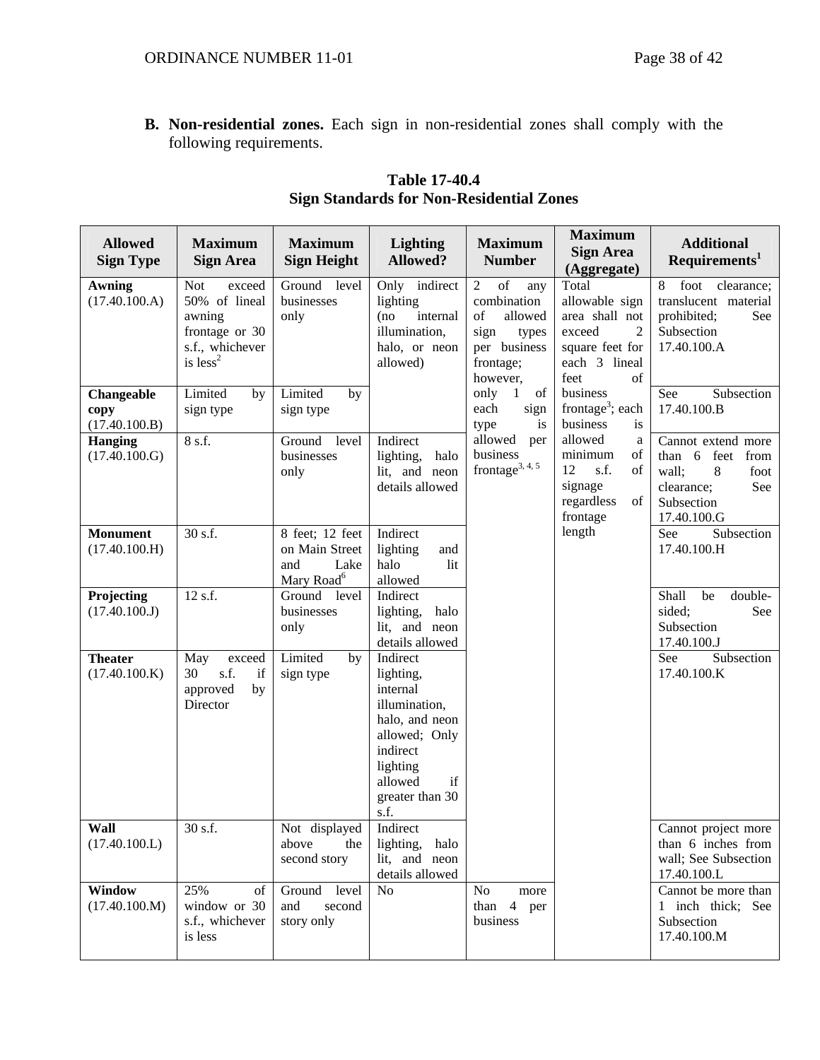**B. Non-residential zones.** Each sign in non-residential zones shall comply with the following requirements.

**Table 17-40.4**
**Sign Standards for Non-Residential Zones**

| Allowed Sign Type | Maximum Sign Area | Maximum Sign Height | Lighting Allowed? | Maximum Number | Maximum Sign Area (Aggregate) | Additional Requirements[1] |
|---|---|---|---|---|---|---|
| **Awning** (17.40.100.A) | Not exceed 50% of lineal awning frontage or 30 s.f., whichever is less[2] | Ground level businesses only | Only indirect lighting (no internal illumination, halo, or neon allowed) | 2 of any combination of allowed sign types per business frontage; however, only 1 of each sign type is allowed per business frontage[3, 4, 5] | Total allowable sign area shall not exceed 2 square feet for each 3 lineal feet of business frontage[3]; each business is allowed a minimum of 12 s.f. of signage regardless of frontage length | 8 foot clearance; translucent material prohibited; See Subsection 17.40.100.A |
| **Changeable copy** (17.40.100.B) | Limited by sign type | Limited by sign type | | | | See Subsection 17.40.100.B |
| **Hanging** (17.40.100.G) | 8 s.f. | Ground level businesses only | Indirect lighting, halo lit, and neon details allowed | | | Cannot extend more than 6 feet from wall; 8 foot clearance; See Subsection 17.40.100.G |
| **Monument** (17.40.100.H) | 30 s.f. | 8 feet; 12 feet on Main Street and Lake Mary Road[6] | Indirect lighting and halo lit allowed | | | See Subsection 17.40.100.H |
| **Projecting** (17.40.100.J) | 12 s.f. | Ground level businesses only | Indirect lighting, halo lit, and neon details allowed | | | Shall be double-sided; See Subsection 17.40.100.J |
| **Theater** (17.40.100.K) | May exceed 30 s.f. if approved by Director | Limited by sign type | Indirect lighting, internal illumination, halo, and neon allowed; Only indirect lighting allowed if greater than 30 s.f. | | | See Subsection 17.40.100.K |
| **Wall** (17.40.100.L) | 30 s.f. | Not displayed above the second story | Indirect lighting, halo lit, and neon details allowed | | | Cannot project more than 6 inches from wall; See Subsection 17.40.100.L |
| **Window** (17.40.100.M) | 25% of window or 30 s.f., whichever is less | Ground level and second story only | No | No more than 4 per business | | Cannot be more than 1 inch thick; See Subsection 17.40.100.M |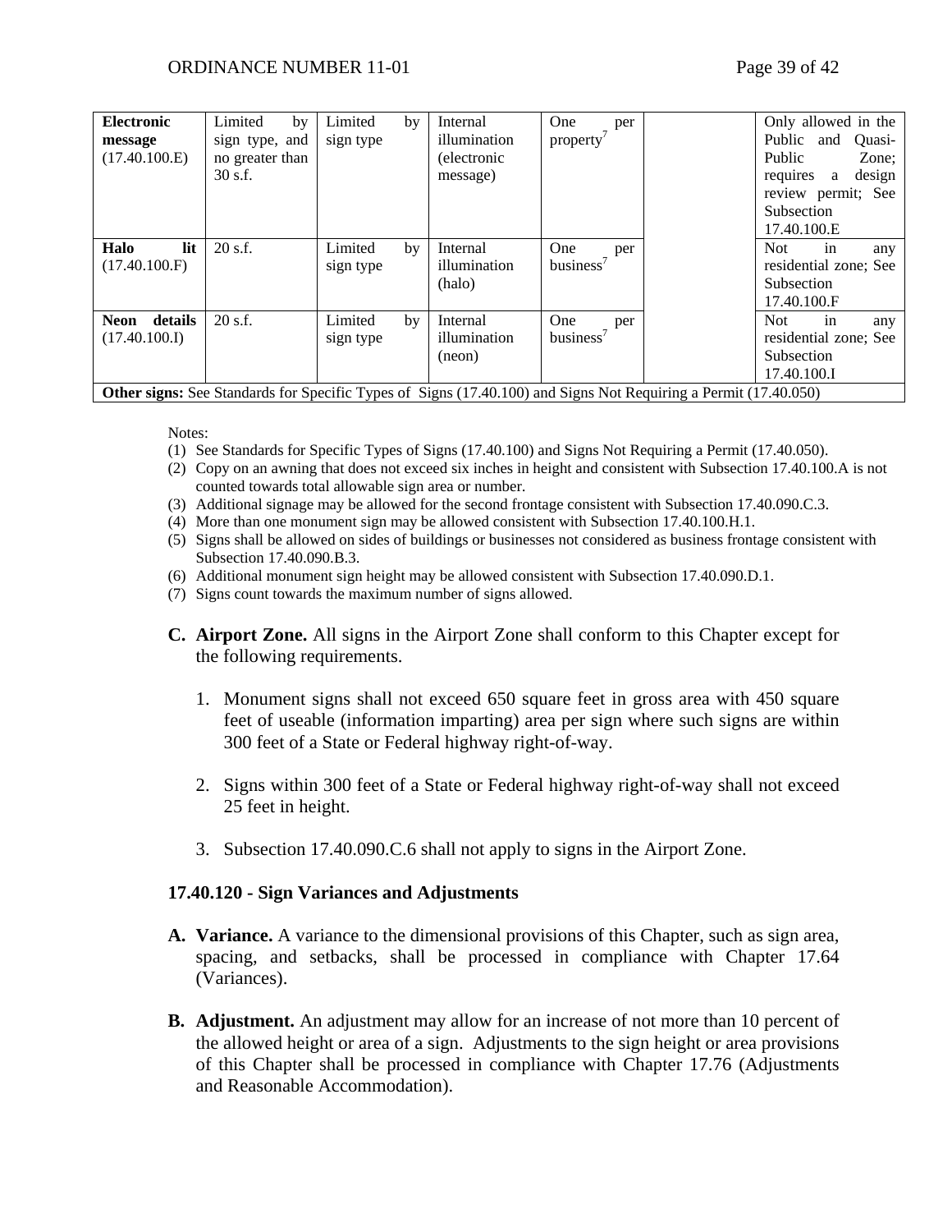| | | | | | | |
|---|---|---|---|---|---|---|
| **Electronic message** (17.40.100.E) | Limited by sign type, and no greater than 30 s.f. | Limited by sign type | Internal illumination (electronic message) | One per property[7] | | Only allowed in the Public and Quasi-Public Zone; requires a design review permit; See Subsection 17.40.100.E |
| **Halo lit** (17.40.100.F) | 20 s.f. | Limited by sign type | Internal illumination (halo) | One per business[7] | | Not in any residential zone; See Subsection 17.40.100.F |
| **Neon details** (17.40.100.I) | 20 s.f. | Limited by sign type | Internal illumination (neon) | One per business[7] | | Not in any residential zone; See Subsection 17.40.100.I |
| **Other signs:** See Standards for Specific Types of Signs (17.40.100) and Signs Not Requiring a Permit (17.40.050) | | | | | | |

Notes:

(1) See Standards for Specific Types of Signs (17.40.100) and Signs Not Requiring a Permit (17.40.050).
(2) Copy on an awning that does not exceed six inches in height and consistent with Subsection 17.40.100.A is not counted towards total allowable sign area or number.
(3) Additional signage may be allowed for the second frontage consistent with Subsection 17.40.090.C.3.
(4) More than one monument sign may be allowed consistent with Subsection 17.40.100.H.1.
(5) Signs shall be allowed on sides of buildings or businesses not considered as business frontage consistent with Subsection 17.40.090.B.3.
(6) Additional monument sign height may be allowed consistent with Subsection 17.40.090.D.1.
(7) Signs count towards the maximum number of signs allowed.

**C. Airport Zone.** All signs in the Airport Zone shall conform to this Chapter except for the following requirements.

1. Monument signs shall not exceed 650 square feet in gross area with 450 square feet of useable (information imparting) area per sign where such signs are within 300 feet of a State or Federal highway right-of-way.

2. Signs within 300 feet of a State or Federal highway right-of-way shall not exceed 25 feet in height.

3. Subsection 17.40.090.C.6 shall not apply to signs in the Airport Zone.

### 17.40.120 - Sign Variances and Adjustments

**A. Variance.** A variance to the dimensional provisions of this Chapter, such as sign area, spacing, and setbacks, shall be processed in compliance with Chapter 17.64 (Variances).

**B. Adjustment.** An adjustment may allow for an increase of not more than 10 percent of the allowed height or area of a sign. Adjustments to the sign height or area provisions of this Chapter shall be processed in compliance with Chapter 17.76 (Adjustments and Reasonable Accommodation).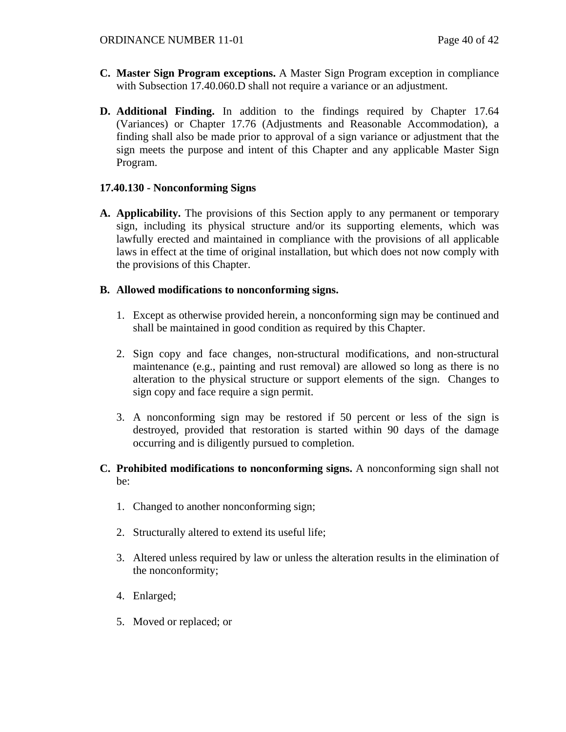**C. Master Sign Program exceptions.** A Master Sign Program exception in compliance with Subsection 17.40.060.D shall not require a variance or an adjustment.

**D. Additional Finding.** In addition to the findings required by Chapter 17.64 (Variances) or Chapter 17.76 (Adjustments and Reasonable Accommodation), a finding shall also be made prior to approval of a sign variance or adjustment that the sign meets the purpose and intent of this Chapter and any applicable Master Sign Program.

### 17.40.130 - Nonconforming Signs

**A. Applicability.** The provisions of this Section apply to any permanent or temporary sign, including its physical structure and/or its supporting elements, which was lawfully erected and maintained in compliance with the provisions of all applicable laws in effect at the time of original installation, but which does not now comply with the provisions of this Chapter.

**B. Allowed modifications to nonconforming signs.**

1. Except as otherwise provided herein, a nonconforming sign may be continued and shall be maintained in good condition as required by this Chapter.

2. Sign copy and face changes, non-structural modifications, and non-structural maintenance (e.g., painting and rust removal) are allowed so long as there is no alteration to the physical structure or support elements of the sign. Changes to sign copy and face require a sign permit.

3. A nonconforming sign may be restored if 50 percent or less of the sign is destroyed, provided that restoration is started within 90 days of the damage occurring and is diligently pursued to completion.

**C. Prohibited modifications to nonconforming signs.** A nonconforming sign shall not be:

1. Changed to another nonconforming sign;

2. Structurally altered to extend its useful life;

3. Altered unless required by law or unless the alteration results in the elimination of the nonconformity;

4. Enlarged;

5. Moved or replaced; or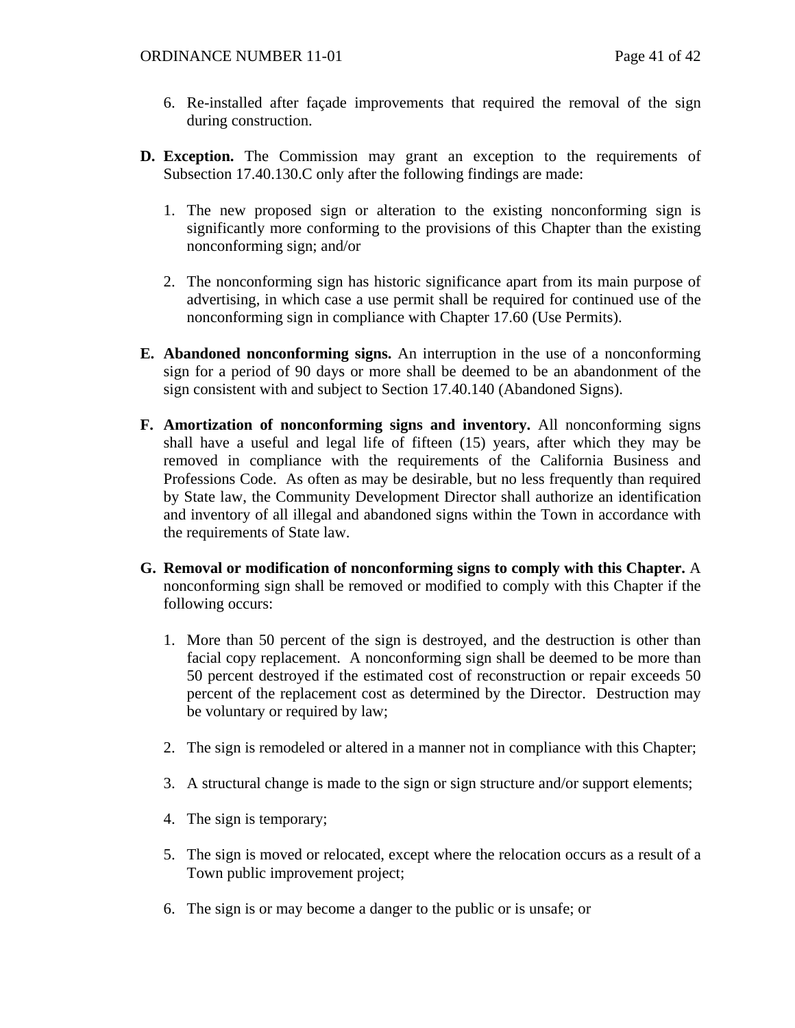6. Re-installed after façade improvements that required the removal of the sign during construction.

**D. Exception.** The Commission may grant an exception to the requirements of Subsection 17.40.130.C only after the following findings are made:

1. The new proposed sign or alteration to the existing nonconforming sign is significantly more conforming to the provisions of this Chapter than the existing nonconforming sign; and/or

2. The nonconforming sign has historic significance apart from its main purpose of advertising, in which case a use permit shall be required for continued use of the nonconforming sign in compliance with Chapter 17.60 (Use Permits).

**E. Abandoned nonconforming signs.** An interruption in the use of a nonconforming sign for a period of 90 days or more shall be deemed to be an abandonment of the sign consistent with and subject to Section 17.40.140 (Abandoned Signs).

**F. Amortization of nonconforming signs and inventory.** All nonconforming signs shall have a useful and legal life of fifteen (15) years, after which they may be removed in compliance with the requirements of the California Business and Professions Code. As often as may be desirable, but no less frequently than required by State law, the Community Development Director shall authorize an identification and inventory of all illegal and abandoned signs within the Town in accordance with the requirements of State law.

**G. Removal or modification of nonconforming signs to comply with this Chapter.** A nonconforming sign shall be removed or modified to comply with this Chapter if the following occurs:

1. More than 50 percent of the sign is destroyed, and the destruction is other than facial copy replacement. A nonconforming sign shall be deemed to be more than 50 percent destroyed if the estimated cost of reconstruction or repair exceeds 50 percent of the replacement cost as determined by the Director. Destruction may be voluntary or required by law;

2. The sign is remodeled or altered in a manner not in compliance with this Chapter;

3. A structural change is made to the sign or sign structure and/or support elements;

4. The sign is temporary;

5. The sign is moved or relocated, except where the relocation occurs as a result of a Town public improvement project;

6. The sign is or may become a danger to the public or is unsafe; or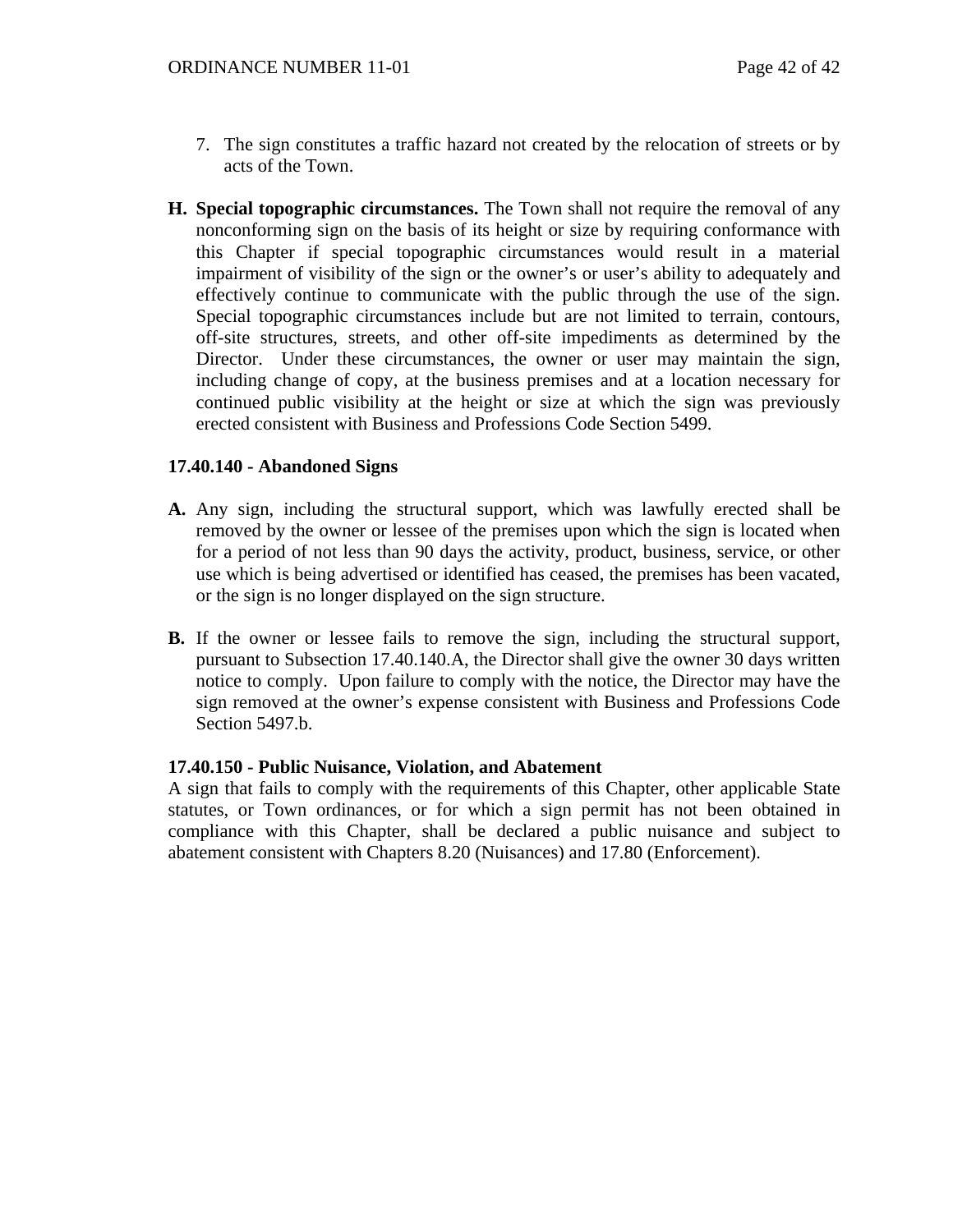7. The sign constitutes a traffic hazard not created by the relocation of streets or by acts of the Town.

**H. Special topographic circumstances.** The Town shall not require the removal of any nonconforming sign on the basis of its height or size by requiring conformance with this Chapter if special topographic circumstances would result in a material impairment of visibility of the sign or the owner's or user's ability to adequately and effectively continue to communicate with the public through the use of the sign. Special topographic circumstances include but are not limited to terrain, contours, off-site structures, streets, and other off-site impediments as determined by the Director. Under these circumstances, the owner or user may maintain the sign, including change of copy, at the business premises and at a location necessary for continued public visibility at the height or size at which the sign was previously erected consistent with Business and Professions Code Section 5499.

**17.40.140 - Abandoned Signs**

**A.** Any sign, including the structural support, which was lawfully erected shall be removed by the owner or lessee of the premises upon which the sign is located when for a period of not less than 90 days the activity, product, business, service, or other use which is being advertised or identified has ceased, the premises has been vacated, or the sign is no longer displayed on the sign structure.

**B.** If the owner or lessee fails to remove the sign, including the structural support, pursuant to Subsection 17.40.140.A, the Director shall give the owner 30 days written notice to comply. Upon failure to comply with the notice, the Director may have the sign removed at the owner's expense consistent with Business and Professions Code Section 5497.b.

**17.40.150 - Public Nuisance, Violation, and Abatement**

A sign that fails to comply with the requirements of this Chapter, other applicable State statutes, or Town ordinances, or for which a sign permit has not been obtained in compliance with this Chapter, shall be declared a public nuisance and subject to abatement consistent with Chapters 8.20 (Nuisances) and 17.80 (Enforcement).